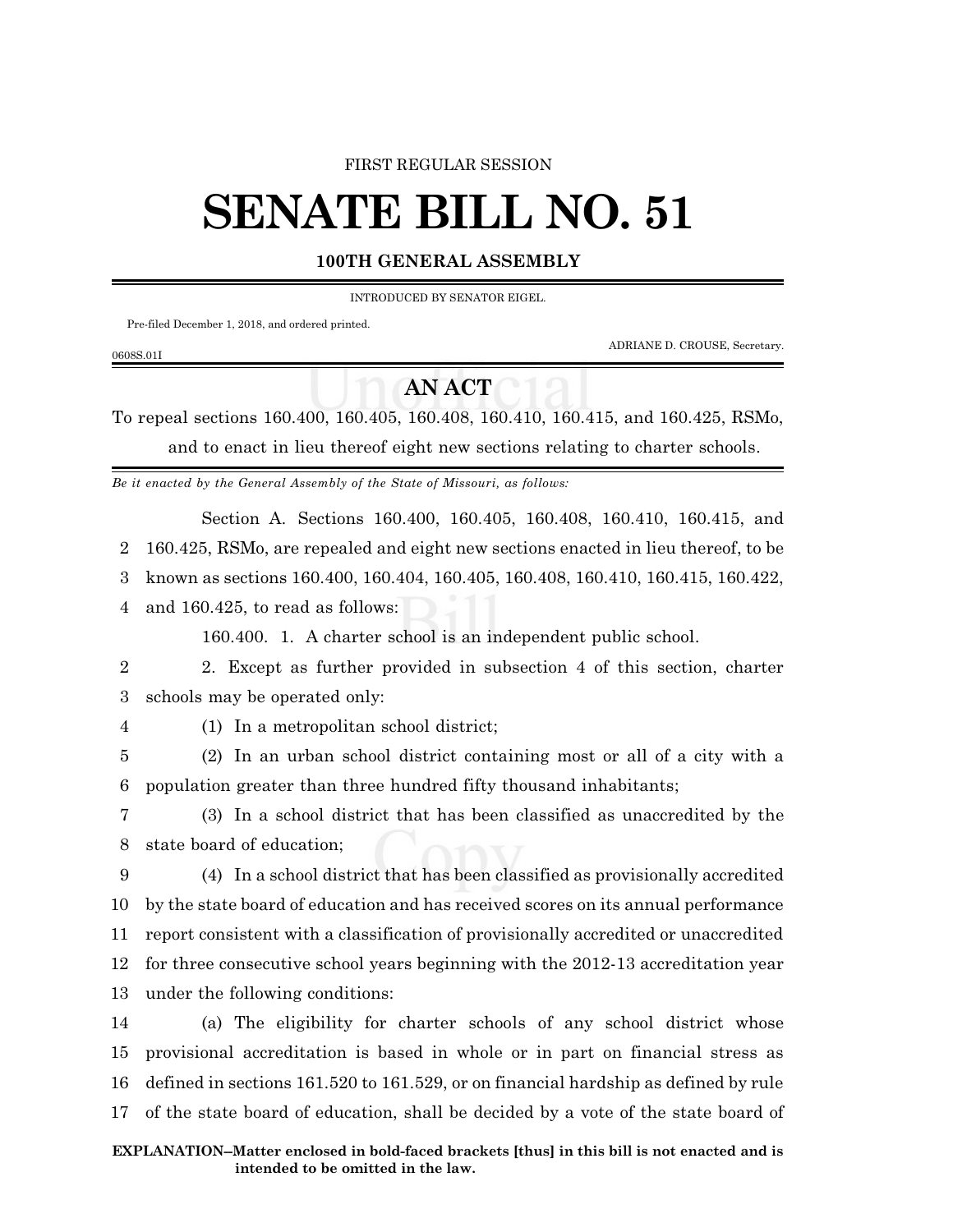FIRST REGULAR SESSION

# SENATE BILL NO. 51

## 100TH GENERAL ASSEMBLY

INTRODUCED BY SENATOR EIGEL.

Pre-filed December 1, 2018, and ordered printed.

ADRIANE D. CROUSE, Secretary.

0608S.01I

## AN ACT

To repeal sections 160.400, 160.405, 160.408, 160.410, 160.415, and 160.425, RSMo, and to enact in lieu thereof eight new sections relating to charter schools.

*Be it enacted by the General Assembly of the State of Missouri, as follows:*

Section A. Sections 160.400, 160.405, 160.408, 160.410, 160.415, and 160.425, RSMo, are repealed and eight new sections enacted in lieu thereof, to be known as sections 160.400, 160.404, 160.405, 160.408, 160.410, 160.415, 160.422, and 160.425, to read as follows:

160.400. 1. A charter school is an independent public school.

2. Except as further provided in subsection 4 of this section, charter schools may be operated only:

(1) In a metropolitan school district;

(2) In an urban school district containing most or all of a city with a population greater than three hundred fifty thousand inhabitants;

(3) In a school district that has been classified as unaccredited by the state board of education;

(4) In a school district that has been classified as provisionally accredited by the state board of education and has received scores on its annual performance report consistent with a classification of provisionally accredited or unaccredited for three consecutive school years beginning with the 2012-13 accreditation year under the following conditions:

(a) The eligibility for charter schools of any school district whose provisional accreditation is based in whole or in part on financial stress as defined in sections 161.520 to 161.529, or on financial hardship as defined by rule of the state board of education, shall be decided by a vote of the state board of

**EXPLANATION–Matter enclosed in bold-faced brackets [thus] in this bill is not enacted and is intended to be omitted in the law.**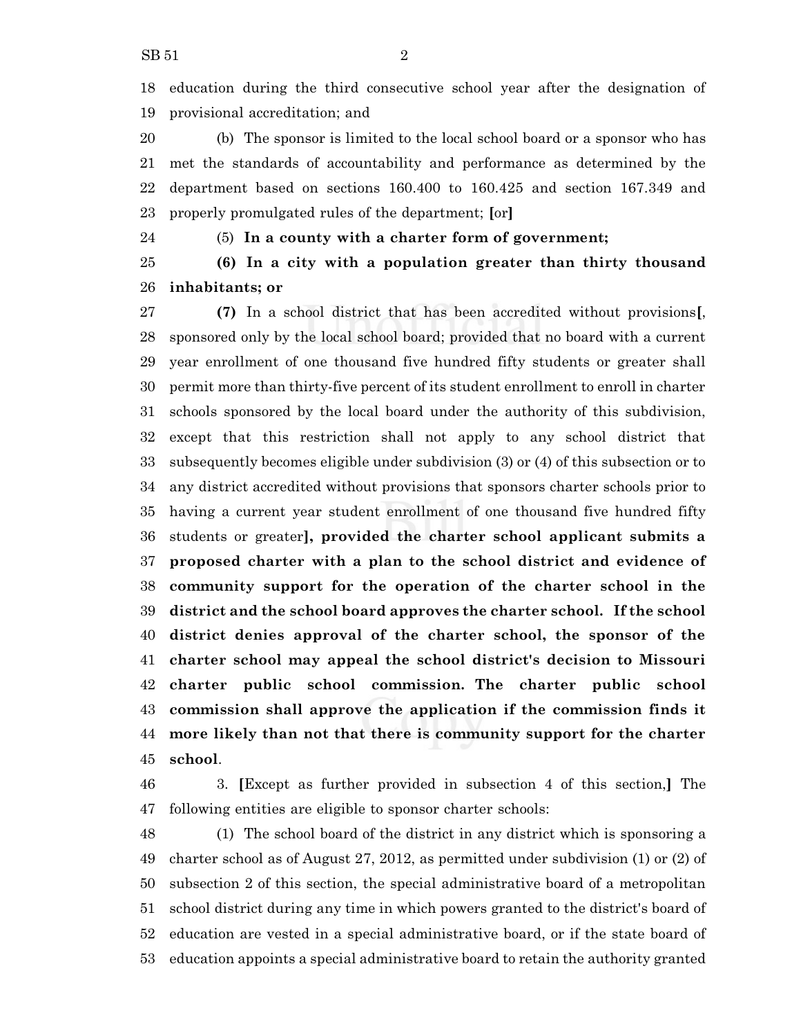18 education during the third consecutive school year after the designation of
19 provisional accreditation; and

20 (b) The sponsor is limited to the local school board or a sponsor who has
21 met the standards of accountability and performance as determined by the
22 department based on sections 160.400 to 160.425 and section 167.349 and
23 properly promulgated rules of the department; [or]

24 (5) **In a county with a charter form of government;**

25 **(6) In a city with a population greater than thirty thousand**
26 **inhabitants; or**

27 **(7)** In a school district that has been accredited without provisions[,
28 sponsored only by the local school board; provided that no board with a current
29 year enrollment of one thousand five hundred fifty students or greater shall
30 permit more than thirty-five percent of its student enrollment to enroll in charter
31 schools sponsored by the local board under the authority of this subdivision,
32 except that this restriction shall not apply to any school district that
33 subsequently becomes eligible under subdivision (3) or (4) of this subsection or to
34 any district accredited without provisions that sponsors charter schools prior to
35 having a current year student enrollment of one thousand five hundred fifty
36 students or greater]**, provided the charter school applicant submits a**
37 **proposed charter with a plan to the school district and evidence of**
38 **community support for the operation of the charter school in the**
39 **district and the school board approves the charter school. If the school**
40 **district denies approval of the charter school, the sponsor of the**
41 **charter school may appeal the school district's decision to Missouri**
42 **charter public school commission. The charter public school**
43 **commission shall approve the application if the commission finds it**
44 **more likely than not that there is community support for the charter**
45 **school**.

46 3. [Except as further provided in subsection 4 of this section,] The
47 following entities are eligible to sponsor charter schools:

48 (1) The school board of the district in any district which is sponsoring a
49 charter school as of August 27, 2012, as permitted under subdivision (1) or (2) of
50 subsection 2 of this section, the special administrative board of a metropolitan
51 school district during any time in which powers granted to the district's board of
52 education are vested in a special administrative board, or if the state board of
53 education appoints a special administrative board to retain the authority granted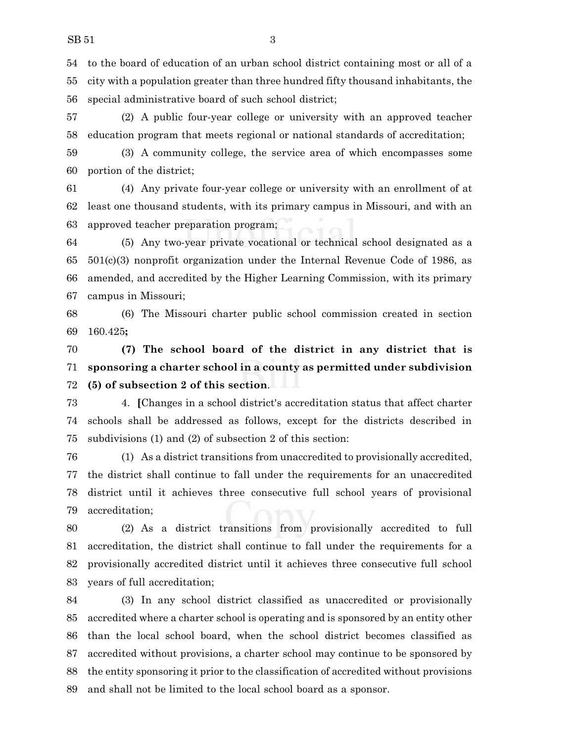54 to the board of education of an urban school district containing most or all of a
55 city with a population greater than three hundred fifty thousand inhabitants, the
56 special administrative board of such school district;

57 (2) A public four-year college or university with an approved teacher
58 education program that meets regional or national standards of accreditation;

59 (3) A community college, the service area of which encompasses some
60 portion of the district;

61 (4) Any private four-year college or university with an enrollment of at
62 least one thousand students, with its primary campus in Missouri, and with an
63 approved teacher preparation program;

64 (5) Any two-year private vocational or technical school designated as a
65 501(c)(3) nonprofit organization under the Internal Revenue Code of 1986, as
66 amended, and accredited by the Higher Learning Commission, with its primary
67 campus in Missouri;

68 (6) The Missouri charter public school commission created in section
69 160.425**;**

70 **(7) The school board of the district in any district that is**
71 **sponsoring a charter school in a county as permitted under subdivision**
72 **(5) of subsection 2 of this section**.

73 4. **[**Changes in a school district's accreditation status that affect charter
74 schools shall be addressed as follows, except for the districts described in
75 subdivisions (1) and (2) of subsection 2 of this section:

76 (1) As a district transitions from unaccredited to provisionally accredited,
77 the district shall continue to fall under the requirements for an unaccredited
78 district until it achieves three consecutive full school years of provisional
79 accreditation;

80 (2) As a district transitions from provisionally accredited to full
81 accreditation, the district shall continue to fall under the requirements for a
82 provisionally accredited district until it achieves three consecutive full school
83 years of full accreditation;

84 (3) In any school district classified as unaccredited or provisionally
85 accredited where a charter school is operating and is sponsored by an entity other
86 than the local school board, when the school district becomes classified as
87 accredited without provisions, a charter school may continue to be sponsored by
88 the entity sponsoring it prior to the classification of accredited without provisions
89 and shall not be limited to the local school board as a sponsor.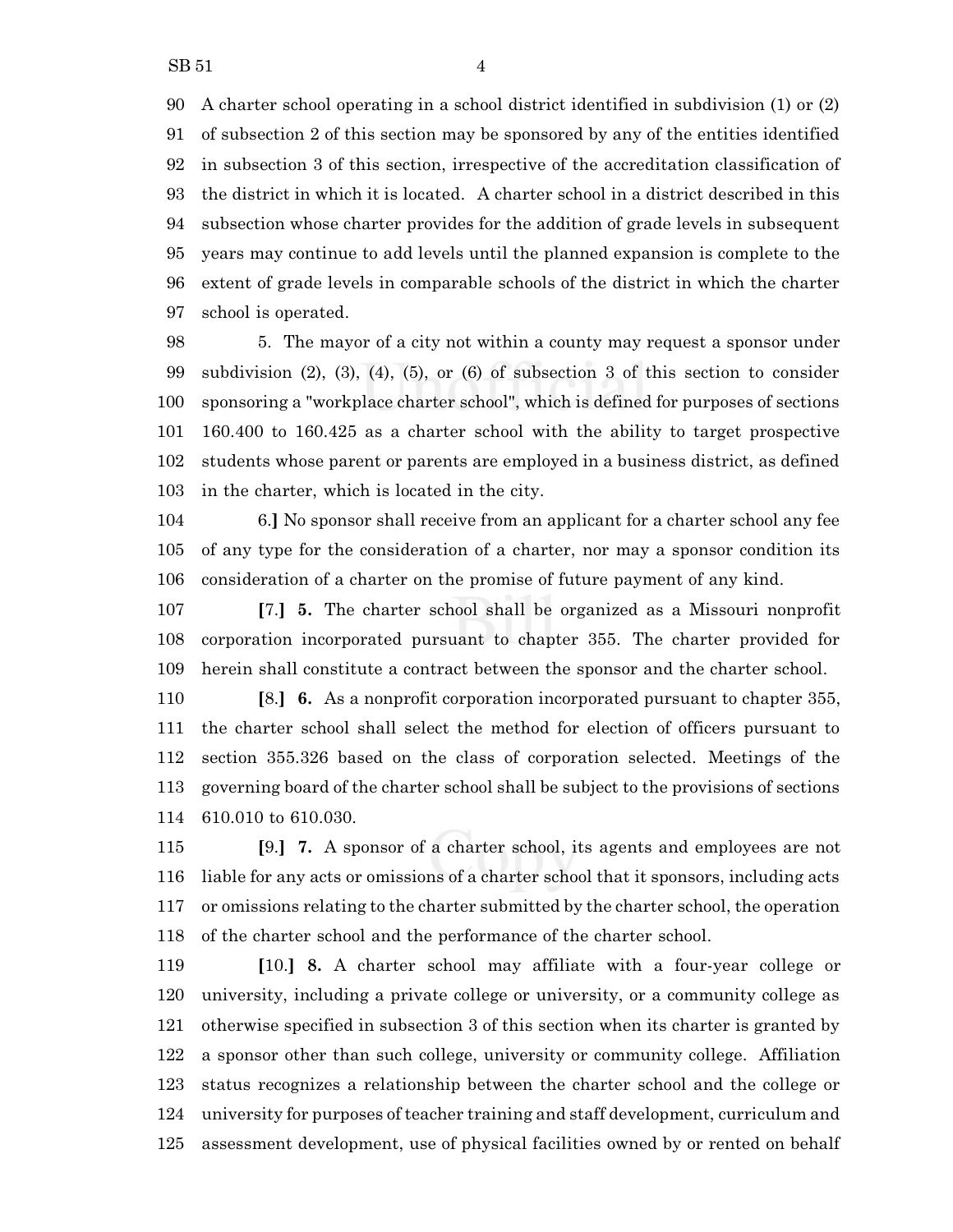90 A charter school operating in a school district identified in subdivision (1) or (2)
91 of subsection 2 of this section may be sponsored by any of the entities identified
92 in subsection 3 of this section, irrespective of the accreditation classification of
93 the district in which it is located. A charter school in a district described in this
94 subsection whose charter provides for the addition of grade levels in subsequent
95 years may continue to add levels until the planned expansion is complete to the
96 extent of grade levels in comparable schools of the district in which the charter
97 school is operated.

98 5. The mayor of a city not within a county may request a sponsor under
99 subdivision (2), (3), (4), (5), or (6) of subsection 3 of this section to consider
100 sponsoring a "workplace charter school", which is defined for purposes of sections
101 160.400 to 160.425 as a charter school with the ability to target prospective
102 students whose parent or parents are employed in a business district, as defined
103 in the charter, which is located in the city.

104 6.**]** No sponsor shall receive from an applicant for a charter school any fee
105 of any type for the consideration of a charter, nor may a sponsor condition its
106 consideration of a charter on the promise of future payment of any kind.

107 **[**7.**] 5.** The charter school shall be organized as a Missouri nonprofit
108 corporation incorporated pursuant to chapter 355. The charter provided for
109 herein shall constitute a contract between the sponsor and the charter school.

110 **[**8.**] 6.** As a nonprofit corporation incorporated pursuant to chapter 355,
111 the charter school shall select the method for election of officers pursuant to
112 section 355.326 based on the class of corporation selected. Meetings of the
113 governing board of the charter school shall be subject to the provisions of sections
114 610.010 to 610.030.

115 **[**9.**] 7.** A sponsor of a charter school, its agents and employees are not
116 liable for any acts or omissions of a charter school that it sponsors, including acts
117 or omissions relating to the charter submitted by the charter school, the operation
118 of the charter school and the performance of the charter school.

119 **[**10.**] 8.** A charter school may affiliate with a four-year college or
120 university, including a private college or university, or a community college as
121 otherwise specified in subsection 3 of this section when its charter is granted by
122 a sponsor other than such college, university or community college. Affiliation
123 status recognizes a relationship between the charter school and the college or
124 university for purposes of teacher training and staff development, curriculum and
125 assessment development, use of physical facilities owned by or rented on behalf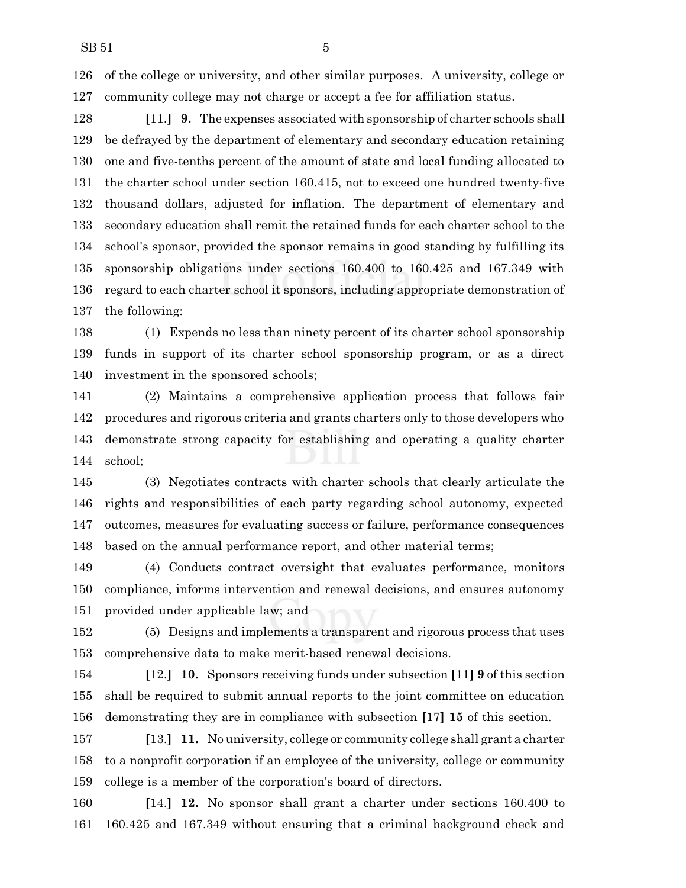of the college or university, and other similar purposes. A university, college or community college may not charge or accept a fee for affiliation status.

[11.] **9.** The expenses associated with sponsorship of charter schools shall be defrayed by the department of elementary and secondary education retaining one and five-tenths percent of the amount of state and local funding allocated to the charter school under section 160.415, not to exceed one hundred twenty-five thousand dollars, adjusted for inflation. The department of elementary and secondary education shall remit the retained funds for each charter school to the school's sponsor, provided the sponsor remains in good standing by fulfilling its sponsorship obligations under sections 160.400 to 160.425 and 167.349 with regard to each charter school it sponsors, including appropriate demonstration of the following:

(1) Expends no less than ninety percent of its charter school sponsorship funds in support of its charter school sponsorship program, or as a direct investment in the sponsored schools;

(2) Maintains a comprehensive application process that follows fair procedures and rigorous criteria and grants charters only to those developers who demonstrate strong capacity for establishing and operating a quality charter school;

(3) Negotiates contracts with charter schools that clearly articulate the rights and responsibilities of each party regarding school autonomy, expected outcomes, measures for evaluating success or failure, performance consequences based on the annual performance report, and other material terms;

(4) Conducts contract oversight that evaluates performance, monitors compliance, informs intervention and renewal decisions, and ensures autonomy provided under applicable law; and

(5) Designs and implements a transparent and rigorous process that uses comprehensive data to make merit-based renewal decisions.

[12.] **10.** Sponsors receiving funds under subsection [11] **9** of this section shall be required to submit annual reports to the joint committee on education demonstrating they are in compliance with subsection [17] **15** of this section.

[13.] **11.** No university, college or community college shall grant a charter to a nonprofit corporation if an employee of the university, college or community college is a member of the corporation's board of directors.

[14.] **12.** No sponsor shall grant a charter under sections 160.400 to 160.425 and 167.349 without ensuring that a criminal background check and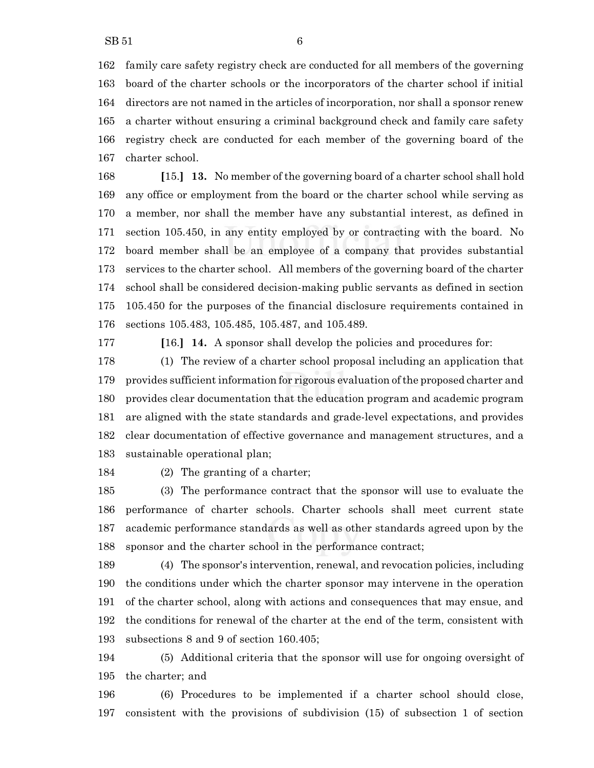family care safety registry check are conducted for all members of the governing board of the charter schools or the incorporators of the charter school if initial directors are not named in the articles of incorporation, nor shall a sponsor renew a charter without ensuring a criminal background check and family care safety registry check are conducted for each member of the governing board of the charter school.

[15.] **13.** No member of the governing board of a charter school shall hold any office or employment from the board or the charter school while serving as a member, nor shall the member have any substantial interest, as defined in section 105.450, in any entity employed by or contracting with the board. No board member shall be an employee of a company that provides substantial services to the charter school. All members of the governing board of the charter school shall be considered decision-making public servants as defined in section 105.450 for the purposes of the financial disclosure requirements contained in sections 105.483, 105.485, 105.487, and 105.489.

[16.] **14.** A sponsor shall develop the policies and procedures for:

(1) The review of a charter school proposal including an application that provides sufficient information for rigorous evaluation of the proposed charter and provides clear documentation that the education program and academic program are aligned with the state standards and grade-level expectations, and provides clear documentation of effective governance and management structures, and a sustainable operational plan;

(2) The granting of a charter;

(3) The performance contract that the sponsor will use to evaluate the performance of charter schools. Charter schools shall meet current state academic performance standards as well as other standards agreed upon by the sponsor and the charter school in the performance contract;

(4) The sponsor's intervention, renewal, and revocation policies, including the conditions under which the charter sponsor may intervene in the operation of the charter school, along with actions and consequences that may ensue, and the conditions for renewal of the charter at the end of the term, consistent with subsections 8 and 9 of section 160.405;

(5) Additional criteria that the sponsor will use for ongoing oversight of the charter; and

(6) Procedures to be implemented if a charter school should close, consistent with the provisions of subdivision (15) of subsection 1 of section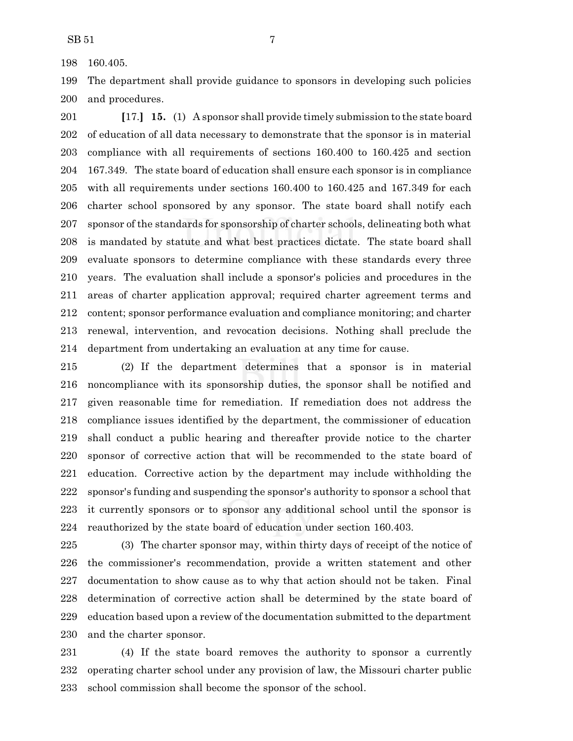160.405.

The department shall provide guidance to sponsors in developing such policies and procedures.

**[**17.**]** **15.** (1) A sponsor shall provide timely submission to the state board of education of all data necessary to demonstrate that the sponsor is in material compliance with all requirements of sections 160.400 to 160.425 and section 167.349. The state board of education shall ensure each sponsor is in compliance with all requirements under sections 160.400 to 160.425 and 167.349 for each charter school sponsored by any sponsor. The state board shall notify each sponsor of the standards for sponsorship of charter schools, delineating both what is mandated by statute and what best practices dictate. The state board shall evaluate sponsors to determine compliance with these standards every three years. The evaluation shall include a sponsor's policies and procedures in the areas of charter application approval; required charter agreement terms and content; sponsor performance evaluation and compliance monitoring; and charter renewal, intervention, and revocation decisions. Nothing shall preclude the department from undertaking an evaluation at any time for cause.

(2) If the department determines that a sponsor is in material noncompliance with its sponsorship duties, the sponsor shall be notified and given reasonable time for remediation. If remediation does not address the compliance issues identified by the department, the commissioner of education shall conduct a public hearing and thereafter provide notice to the charter sponsor of corrective action that will be recommended to the state board of education. Corrective action by the department may include withholding the sponsor's funding and suspending the sponsor's authority to sponsor a school that it currently sponsors or to sponsor any additional school until the sponsor is reauthorized by the state board of education under section 160.403.

(3) The charter sponsor may, within thirty days of receipt of the notice of the commissioner's recommendation, provide a written statement and other documentation to show cause as to why that action should not be taken. Final determination of corrective action shall be determined by the state board of education based upon a review of the documentation submitted to the department and the charter sponsor.

(4) If the state board removes the authority to sponsor a currently operating charter school under any provision of law, the Missouri charter public school commission shall become the sponsor of the school.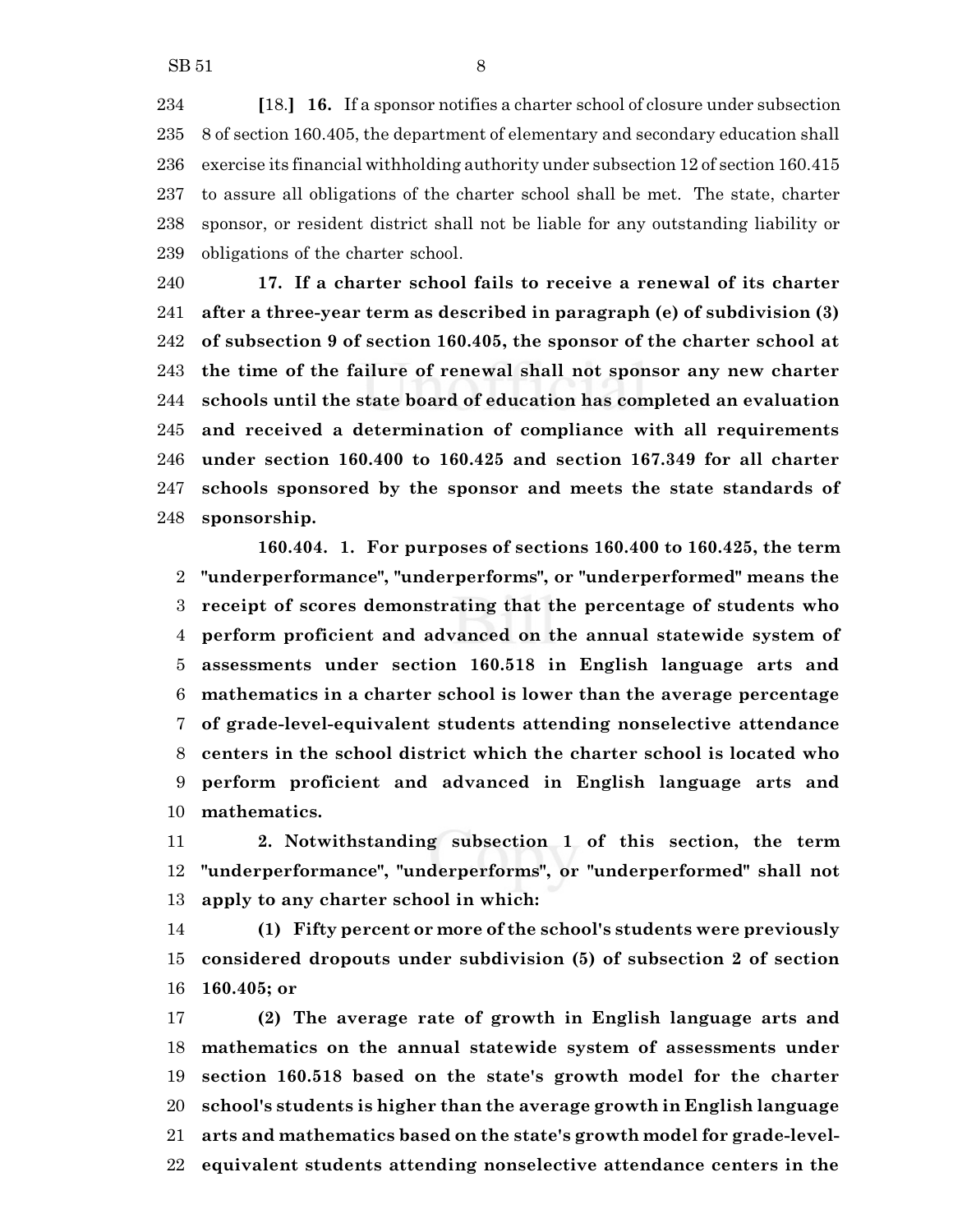**[**18.**]** **16.** If a sponsor notifies a charter school of closure under subsection 8 of section 160.405, the department of elementary and secondary education shall exercise its financial withholding authority under subsection 12 of section 160.415 to assure all obligations of the charter school shall be met. The state, charter sponsor, or resident district shall not be liable for any outstanding liability or obligations of the charter school.

**17. If a charter school fails to receive a renewal of its charter after a three-year term as described in paragraph (e) of subdivision (3) of subsection 9 of section 160.405, the sponsor of the charter school at the time of the failure of renewal shall not sponsor any new charter schools until the state board of education has completed an evaluation and received a determination of compliance with all requirements under section 160.400 to 160.425 and section 167.349 for all charter schools sponsored by the sponsor and meets the state standards of sponsorship.**

**160.404. 1. For purposes of sections 160.400 to 160.425, the term "underperformance", "underperforms", or "underperformed" means the receipt of scores demonstrating that the percentage of students who perform proficient and advanced on the annual statewide system of assessments under section 160.518 in English language arts and mathematics in a charter school is lower than the average percentage of grade-level-equivalent students attending nonselective attendance centers in the school district which the charter school is located who perform proficient and advanced in English language arts and mathematics.**

**2. Notwithstanding subsection 1 of this section, the term "underperformance", "underperforms", or "underperformed" shall not apply to any charter school in which:**

**(1) Fifty percent or more of the school's students were previously considered dropouts under subdivision (5) of subsection 2 of section 160.405; or**

**(2) The average rate of growth in English language arts and mathematics on the annual statewide system of assessments under section 160.518 based on the state's growth model for the charter school's students is higher than the average growth in English language arts and mathematics based on the state's growth model for grade-level-equivalent students attending nonselective attendance centers in the**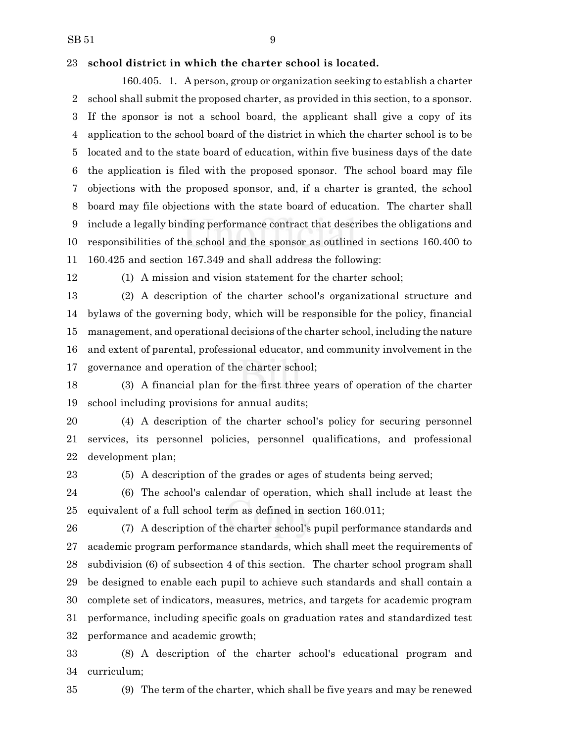**school district in which the charter school is located.**

160.405. 1. A person, group or organization seeking to establish a charter school shall submit the proposed charter, as provided in this section, to a sponsor. If the sponsor is not a school board, the applicant shall give a copy of its application to the school board of the district in which the charter school is to be located and to the state board of education, within five business days of the date the application is filed with the proposed sponsor. The school board may file objections with the proposed sponsor, and, if a charter is granted, the school board may file objections with the state board of education. The charter shall include a legally binding performance contract that describes the obligations and responsibilities of the school and the sponsor as outlined in sections 160.400 to 160.425 and section 167.349 and shall address the following:

(1) A mission and vision statement for the charter school;

(2) A description of the charter school's organizational structure and bylaws of the governing body, which will be responsible for the policy, financial management, and operational decisions of the charter school, including the nature and extent of parental, professional educator, and community involvement in the governance and operation of the charter school;

(3) A financial plan for the first three years of operation of the charter school including provisions for annual audits;

(4) A description of the charter school's policy for securing personnel services, its personnel policies, personnel qualifications, and professional development plan;

(5) A description of the grades or ages of students being served;

(6) The school's calendar of operation, which shall include at least the equivalent of a full school term as defined in section 160.011;

(7) A description of the charter school's pupil performance standards and academic program performance standards, which shall meet the requirements of subdivision (6) of subsection 4 of this section. The charter school program shall be designed to enable each pupil to achieve such standards and shall contain a complete set of indicators, measures, metrics, and targets for academic program performance, including specific goals on graduation rates and standardized test performance and academic growth;

(8) A description of the charter school's educational program and curriculum;

(9) The term of the charter, which shall be five years and may be renewed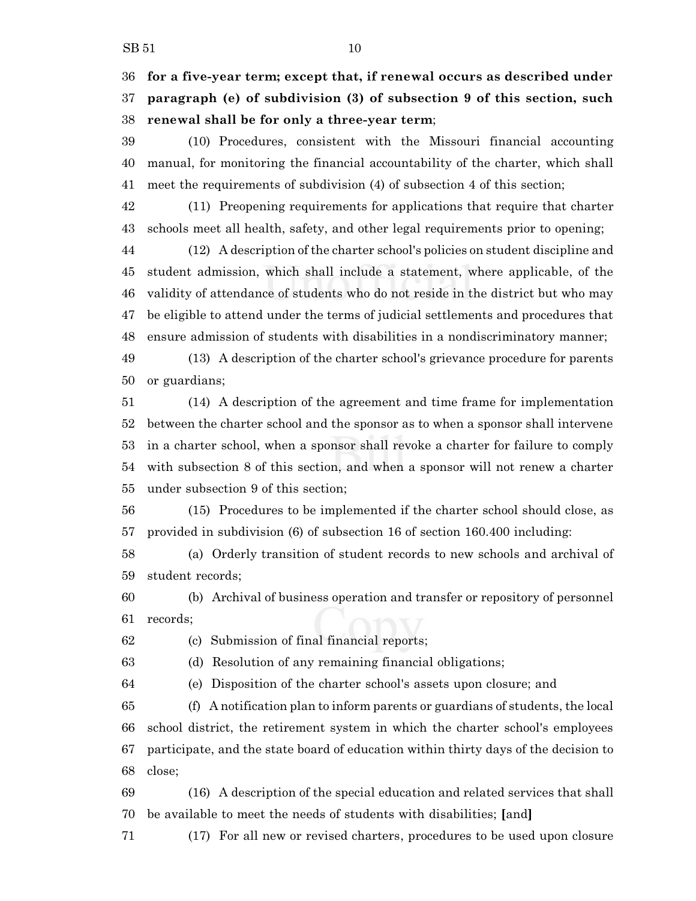**for a five-year term; except that, if renewal occurs as described under paragraph (e) of subdivision (3) of subsection 9 of this section, such renewal shall be for only a three-year term**;

(10) Procedures, consistent with the Missouri financial accounting manual, for monitoring the financial accountability of the charter, which shall meet the requirements of subdivision (4) of subsection 4 of this section;

(11) Preopening requirements for applications that require that charter schools meet all health, safety, and other legal requirements prior to opening;

(12) A description of the charter school's policies on student discipline and student admission, which shall include a statement, where applicable, of the validity of attendance of students who do not reside in the district but who may be eligible to attend under the terms of judicial settlements and procedures that ensure admission of students with disabilities in a nondiscriminatory manner;

(13) A description of the charter school's grievance procedure for parents or guardians;

(14) A description of the agreement and time frame for implementation between the charter school and the sponsor as to when a sponsor shall intervene in a charter school, when a sponsor shall revoke a charter for failure to comply with subsection 8 of this section, and when a sponsor will not renew a charter under subsection 9 of this section;

(15) Procedures to be implemented if the charter school should close, as provided in subdivision (6) of subsection 16 of section 160.400 including:

(a) Orderly transition of student records to new schools and archival of student records;

(b) Archival of business operation and transfer or repository of personnel records;

(c) Submission of final financial reports;

(d) Resolution of any remaining financial obligations;

(e) Disposition of the charter school's assets upon closure; and

(f) A notification plan to inform parents or guardians of students, the local school district, the retirement system in which the charter school's employees participate, and the state board of education within thirty days of the decision to close;

(16) A description of the special education and related services that shall be available to meet the needs of students with disabilities; **[**and**]**

(17) For all new or revised charters, procedures to be used upon closure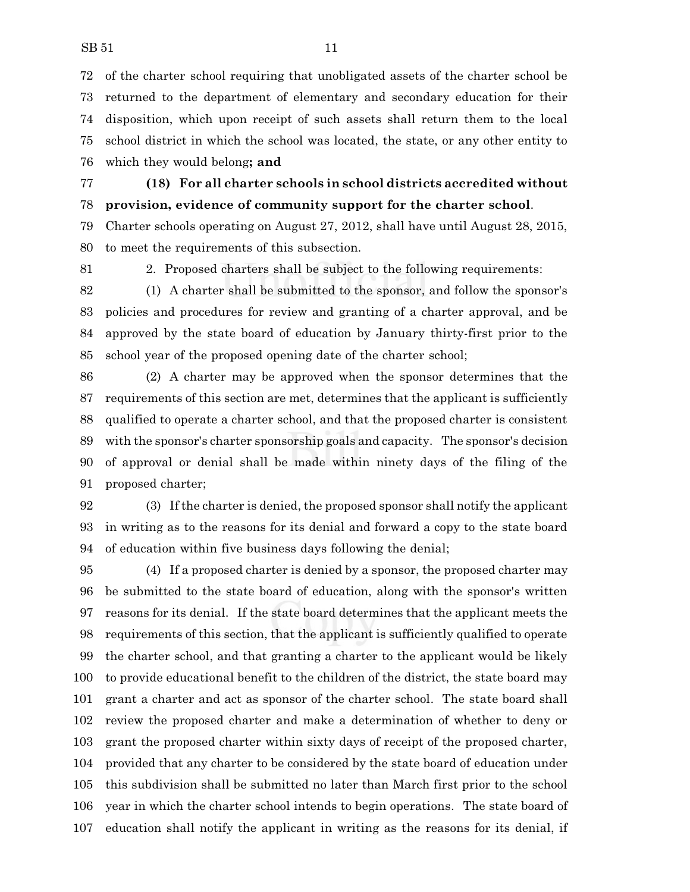72 of the charter school requiring that unobligated assets of the charter school be
73 returned to the department of elementary and secondary education for their
74 disposition, which upon receipt of such assets shall return them to the local
75 school district in which the school was located, the state, or any other entity to
76 which they would belong**; and**

77 **(18) For all charter schools in school districts accredited without**
78 **provision, evidence of community support for the charter school**.
79 Charter schools operating on August 27, 2012, shall have until August 28, 2015,
80 to meet the requirements of this subsection.

81 2. Proposed charters shall be subject to the following requirements:

82 (1) A charter shall be submitted to the sponsor, and follow the sponsor's
83 policies and procedures for review and granting of a charter approval, and be
84 approved by the state board of education by January thirty-first prior to the
85 school year of the proposed opening date of the charter school;

86 (2) A charter may be approved when the sponsor determines that the
87 requirements of this section are met, determines that the applicant is sufficiently
88 qualified to operate a charter school, and that the proposed charter is consistent
89 with the sponsor's charter sponsorship goals and capacity. The sponsor's decision
90 of approval or denial shall be made within ninety days of the filing of the
91 proposed charter;

92 (3) If the charter is denied, the proposed sponsor shall notify the applicant
93 in writing as to the reasons for its denial and forward a copy to the state board
94 of education within five business days following the denial;

95 (4) If a proposed charter is denied by a sponsor, the proposed charter may
96 be submitted to the state board of education, along with the sponsor's written
97 reasons for its denial. If the state board determines that the applicant meets the
98 requirements of this section, that the applicant is sufficiently qualified to operate
99 the charter school, and that granting a charter to the applicant would be likely
100 to provide educational benefit to the children of the district, the state board may
101 grant a charter and act as sponsor of the charter school. The state board shall
102 review the proposed charter and make a determination of whether to deny or
103 grant the proposed charter within sixty days of receipt of the proposed charter,
104 provided that any charter to be considered by the state board of education under
105 this subdivision shall be submitted no later than March first prior to the school
106 year in which the charter school intends to begin operations. The state board of
107 education shall notify the applicant in writing as the reasons for its denial, if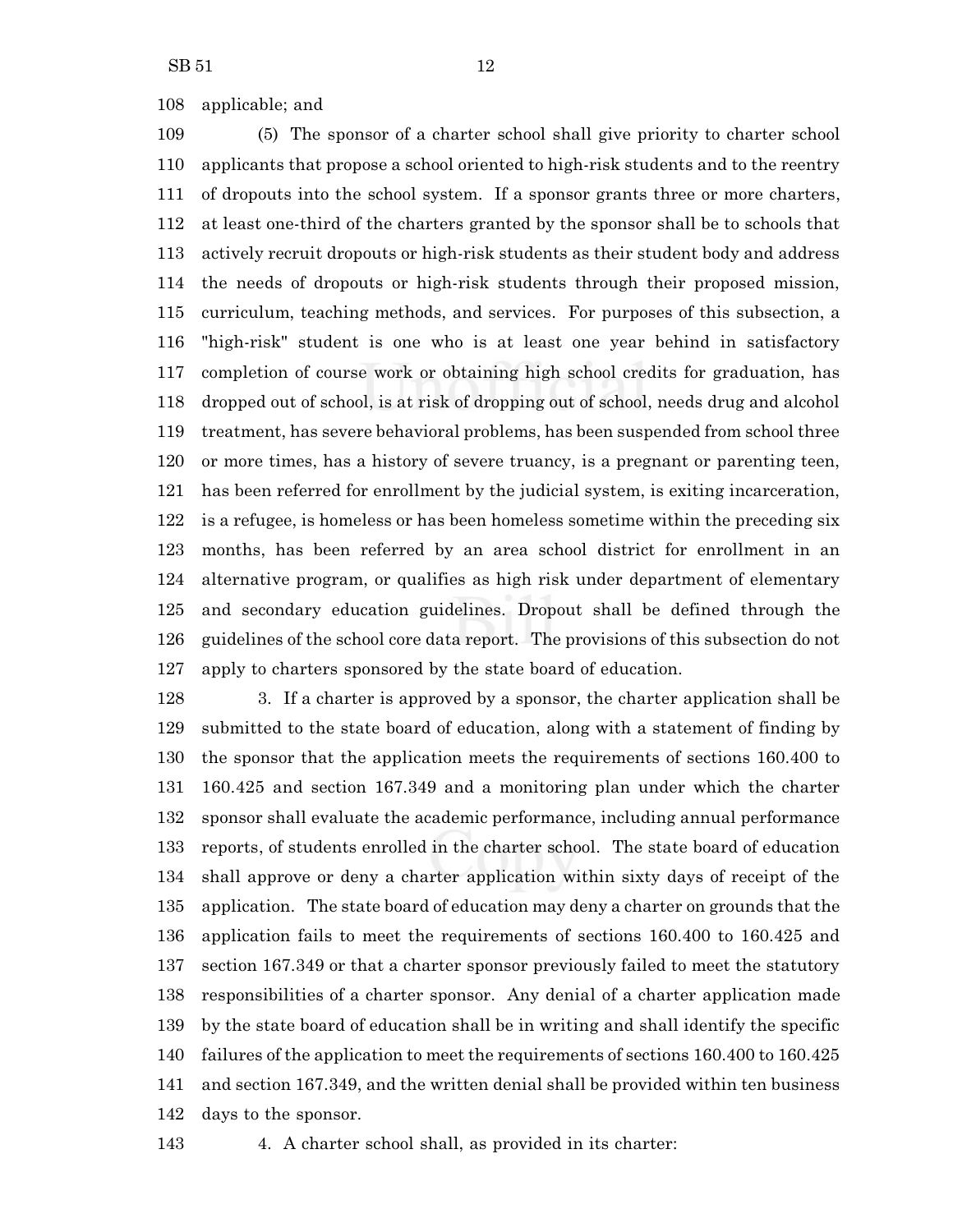applicable; and

(5) The sponsor of a charter school shall give priority to charter school applicants that propose a school oriented to high-risk students and to the reentry of dropouts into the school system. If a sponsor grants three or more charters, at least one-third of the charters granted by the sponsor shall be to schools that actively recruit dropouts or high-risk students as their student body and address the needs of dropouts or high-risk students through their proposed mission, curriculum, teaching methods, and services. For purposes of this subsection, a "high-risk" student is one who is at least one year behind in satisfactory completion of course work or obtaining high school credits for graduation, has dropped out of school, is at risk of dropping out of school, needs drug and alcohol treatment, has severe behavioral problems, has been suspended from school three or more times, has a history of severe truancy, is a pregnant or parenting teen, has been referred for enrollment by the judicial system, is exiting incarceration, is a refugee, is homeless or has been homeless sometime within the preceding six months, has been referred by an area school district for enrollment in an alternative program, or qualifies as high risk under department of elementary and secondary education guidelines. Dropout shall be defined through the guidelines of the school core data report. The provisions of this subsection do not apply to charters sponsored by the state board of education.

3. If a charter is approved by a sponsor, the charter application shall be submitted to the state board of education, along with a statement of finding by the sponsor that the application meets the requirements of sections 160.400 to 160.425 and section 167.349 and a monitoring plan under which the charter sponsor shall evaluate the academic performance, including annual performance reports, of students enrolled in the charter school. The state board of education shall approve or deny a charter application within sixty days of receipt of the application. The state board of education may deny a charter on grounds that the application fails to meet the requirements of sections 160.400 to 160.425 and section 167.349 or that a charter sponsor previously failed to meet the statutory responsibilities of a charter sponsor. Any denial of a charter application made by the state board of education shall be in writing and shall identify the specific failures of the application to meet the requirements of sections 160.400 to 160.425 and section 167.349, and the written denial shall be provided within ten business days to the sponsor.

4. A charter school shall, as provided in its charter: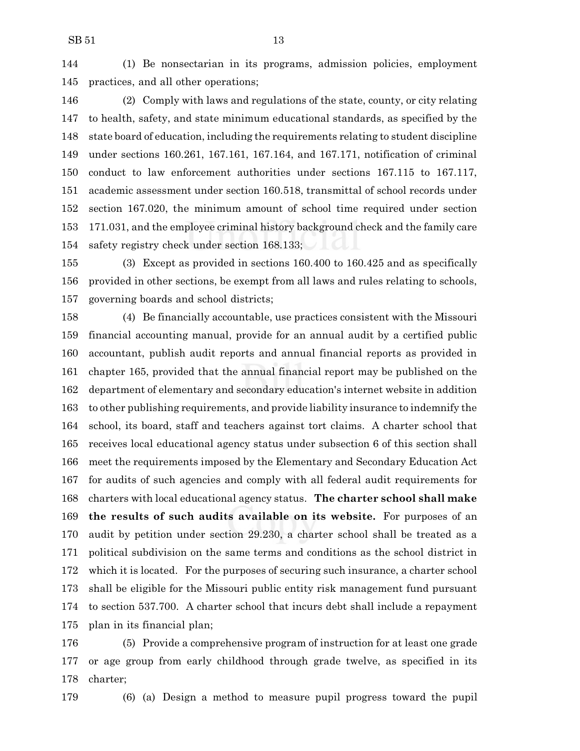(1) Be nonsectarian in its programs, admission policies, employment practices, and all other operations;

(2) Comply with laws and regulations of the state, county, or city relating to health, safety, and state minimum educational standards, as specified by the state board of education, including the requirements relating to student discipline under sections 160.261, 167.161, 167.164, and 167.171, notification of criminal conduct to law enforcement authorities under sections 167.115 to 167.117, academic assessment under section 160.518, transmittal of school records under section 167.020, the minimum amount of school time required under section 171.031, and the employee criminal history background check and the family care safety registry check under section 168.133;

(3) Except as provided in sections 160.400 to 160.425 and as specifically provided in other sections, be exempt from all laws and rules relating to schools, governing boards and school districts;

(4) Be financially accountable, use practices consistent with the Missouri financial accounting manual, provide for an annual audit by a certified public accountant, publish audit reports and annual financial reports as provided in chapter 165, provided that the annual financial report may be published on the department of elementary and secondary education's internet website in addition to other publishing requirements, and provide liability insurance to indemnify the school, its board, staff and teachers against tort claims. A charter school that receives local educational agency status under subsection 6 of this section shall meet the requirements imposed by the Elementary and Secondary Education Act for audits of such agencies and comply with all federal audit requirements for charters with local educational agency status. **The charter school shall make the results of such audits available on its website.** For purposes of an audit by petition under section 29.230, a charter school shall be treated as a political subdivision on the same terms and conditions as the school district in which it is located. For the purposes of securing such insurance, a charter school shall be eligible for the Missouri public entity risk management fund pursuant to section 537.700. A charter school that incurs debt shall include a repayment plan in its financial plan;

(5) Provide a comprehensive program of instruction for at least one grade or age group from early childhood through grade twelve, as specified in its charter;

(6) (a) Design a method to measure pupil progress toward the pupil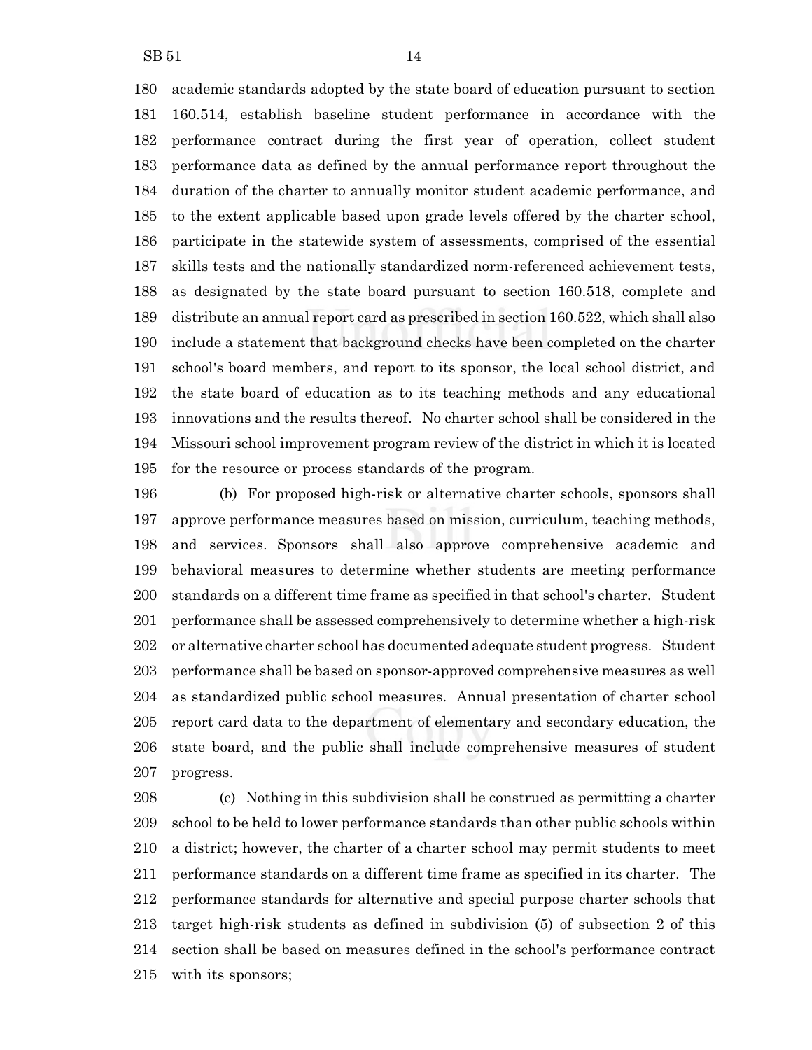academic standards adopted by the state board of education pursuant to section 160.514, establish baseline student performance in accordance with the performance contract during the first year of operation, collect student performance data as defined by the annual performance report throughout the duration of the charter to annually monitor student academic performance, and to the extent applicable based upon grade levels offered by the charter school, participate in the statewide system of assessments, comprised of the essential skills tests and the nationally standardized norm-referenced achievement tests, as designated by the state board pursuant to section 160.518, complete and distribute an annual report card as prescribed in section 160.522, which shall also include a statement that background checks have been completed on the charter school's board members, and report to its sponsor, the local school district, and the state board of education as to its teaching methods and any educational innovations and the results thereof. No charter school shall be considered in the Missouri school improvement program review of the district in which it is located for the resource or process standards of the program.

(b) For proposed high-risk or alternative charter schools, sponsors shall approve performance measures based on mission, curriculum, teaching methods, and services. Sponsors shall also approve comprehensive academic and behavioral measures to determine whether students are meeting performance standards on a different time frame as specified in that school's charter. Student performance shall be assessed comprehensively to determine whether a high-risk or alternative charter school has documented adequate student progress. Student performance shall be based on sponsor-approved comprehensive measures as well as standardized public school measures. Annual presentation of charter school report card data to the department of elementary and secondary education, the state board, and the public shall include comprehensive measures of student progress.

(c) Nothing in this subdivision shall be construed as permitting a charter school to be held to lower performance standards than other public schools within a district; however, the charter of a charter school may permit students to meet performance standards on a different time frame as specified in its charter. The performance standards for alternative and special purpose charter schools that target high-risk students as defined in subdivision (5) of subsection 2 of this section shall be based on measures defined in the school's performance contract with its sponsors;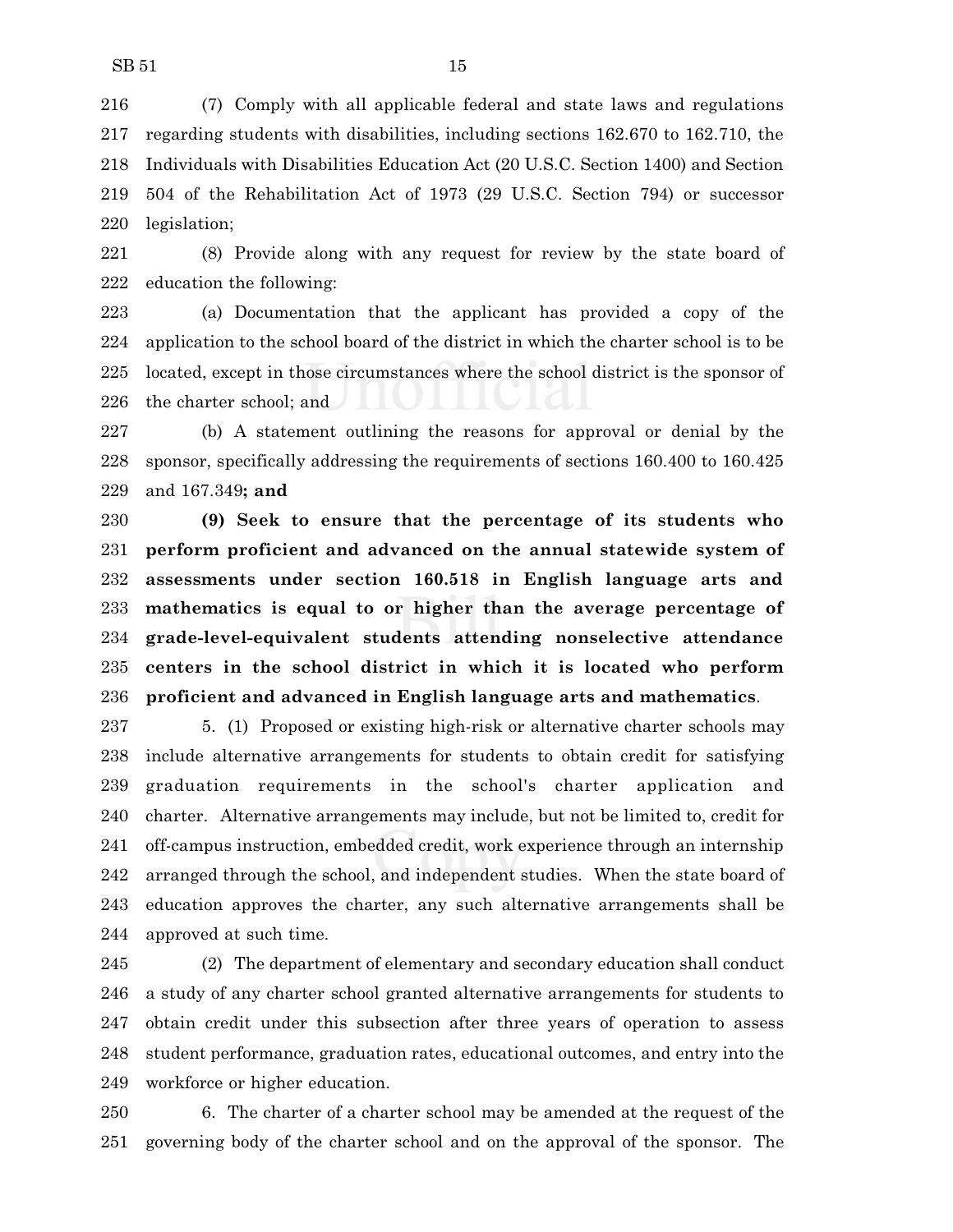(7) Comply with all applicable federal and state laws and regulations regarding students with disabilities, including sections 162.670 to 162.710, the Individuals with Disabilities Education Act (20 U.S.C. Section 1400) and Section 504 of the Rehabilitation Act of 1973 (29 U.S.C. Section 794) or successor legislation;

(8) Provide along with any request for review by the state board of education the following:

(a) Documentation that the applicant has provided a copy of the application to the school board of the district in which the charter school is to be located, except in those circumstances where the school district is the sponsor of the charter school; and

(b) A statement outlining the reasons for approval or denial by the sponsor, specifically addressing the requirements of sections 160.400 to 160.425 and 167.349**; and**

**(9) Seek to ensure that the percentage of its students who perform proficient and advanced on the annual statewide system of assessments under section 160.518 in English language arts and mathematics is equal to or higher than the average percentage of grade-level-equivalent students attending nonselective attendance centers in the school district in which it is located who perform proficient and advanced in English language arts and mathematics**.

5. (1) Proposed or existing high-risk or alternative charter schools may include alternative arrangements for students to obtain credit for satisfying graduation requirements in the school's charter application and charter. Alternative arrangements may include, but not be limited to, credit for off-campus instruction, embedded credit, work experience through an internship arranged through the school, and independent studies. When the state board of education approves the charter, any such alternative arrangements shall be approved at such time.

(2) The department of elementary and secondary education shall conduct a study of any charter school granted alternative arrangements for students to obtain credit under this subsection after three years of operation to assess student performance, graduation rates, educational outcomes, and entry into the workforce or higher education.

6. The charter of a charter school may be amended at the request of the governing body of the charter school and on the approval of the sponsor. The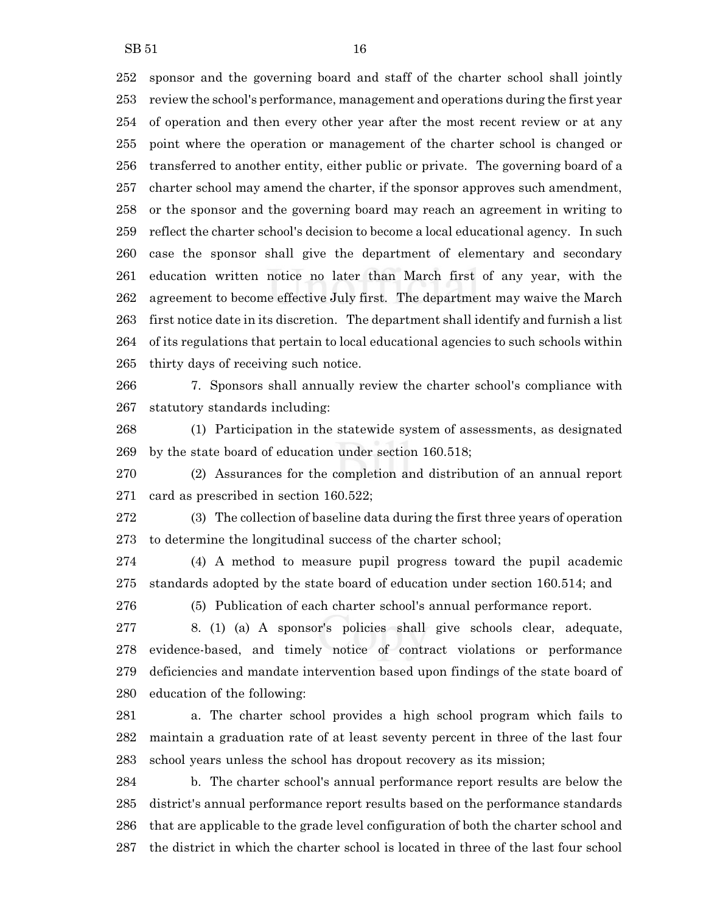sponsor and the governing board and staff of the charter school shall jointly review the school's performance, management and operations during the first year of operation and then every other year after the most recent review or at any point where the operation or management of the charter school is changed or transferred to another entity, either public or private. The governing board of a charter school may amend the charter, if the sponsor approves such amendment, or the sponsor and the governing board may reach an agreement in writing to reflect the charter school's decision to become a local educational agency. In such case the sponsor shall give the department of elementary and secondary education written notice no later than March first of any year, with the agreement to become effective July first. The department may waive the March first notice date in its discretion. The department shall identify and furnish a list of its regulations that pertain to local educational agencies to such schools within thirty days of receiving such notice.

7. Sponsors shall annually review the charter school's compliance with statutory standards including:

(1) Participation in the statewide system of assessments, as designated by the state board of education under section 160.518;

(2) Assurances for the completion and distribution of an annual report card as prescribed in section 160.522;

(3) The collection of baseline data during the first three years of operation to determine the longitudinal success of the charter school;

(4) A method to measure pupil progress toward the pupil academic standards adopted by the state board of education under section 160.514; and

(5) Publication of each charter school's annual performance report.

8. (1) (a) A sponsor's policies shall give schools clear, adequate, evidence-based, and timely notice of contract violations or performance deficiencies and mandate intervention based upon findings of the state board of education of the following:

a. The charter school provides a high school program which fails to maintain a graduation rate of at least seventy percent in three of the last four school years unless the school has dropout recovery as its mission;

b. The charter school's annual performance report results are below the district's annual performance report results based on the performance standards that are applicable to the grade level configuration of both the charter school and the district in which the charter school is located in three of the last four school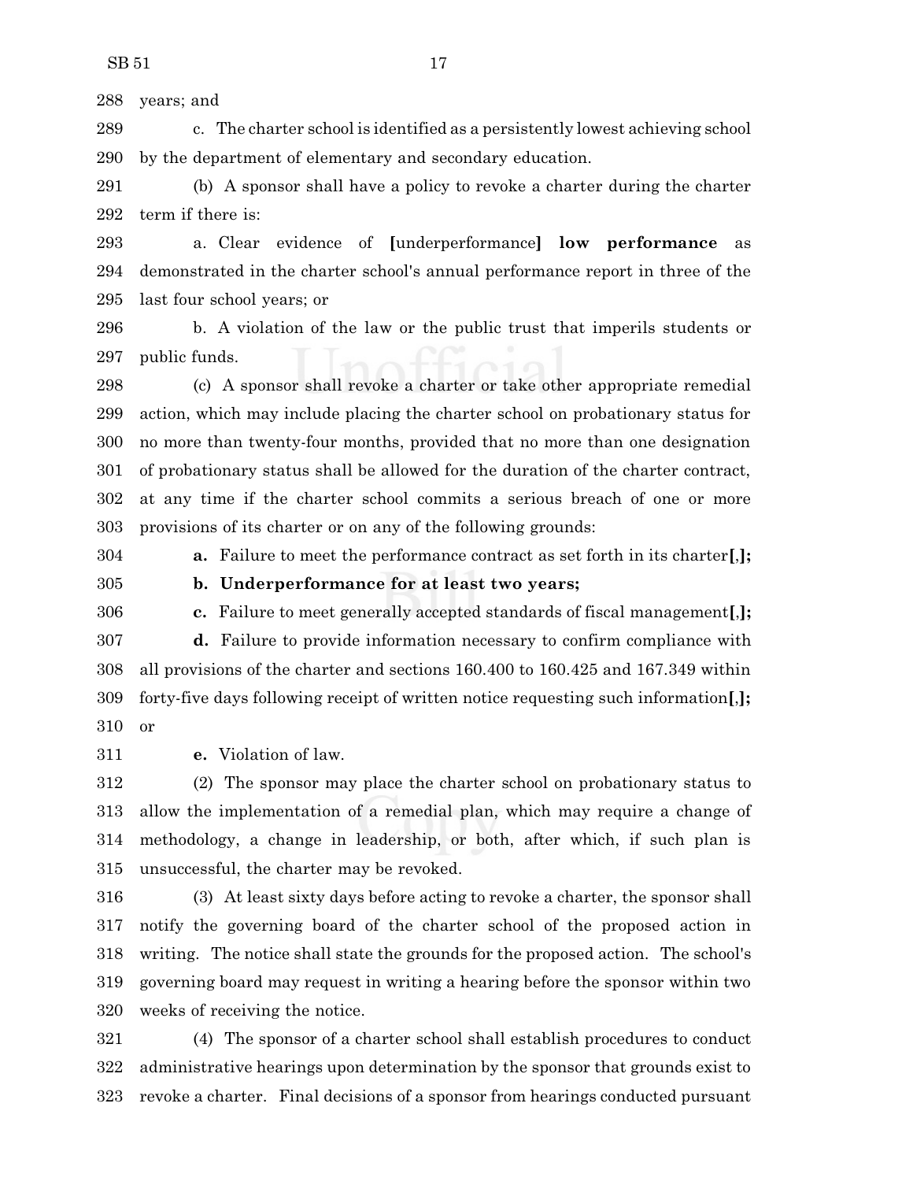288 years; and

289 c. The charter school is identified as a persistently lowest achieving school 290 by the department of elementary and secondary education.

291 (b) A sponsor shall have a policy to revoke a charter during the charter 292 term if there is:

293 a. Clear evidence of [underperformance] **low performance** as 294 demonstrated in the charter school's annual performance report in three of the 295 last four school years; or

296 b. A violation of the law or the public trust that imperils students or 297 public funds.

298 (c) A sponsor shall revoke a charter or take other appropriate remedial 299 action, which may include placing the charter school on probationary status for 300 no more than twenty-four months, provided that no more than one designation 301 of probationary status shall be allowed for the duration of the charter contract, 302 at any time if the charter school commits a serious breach of one or more 303 provisions of its charter or on any of the following grounds:

304 **a.** Failure to meet the performance contract as set forth in its charter[,]**;**

305 **b. Underperformance for at least two years;**

306 **c.** Failure to meet generally accepted standards of fiscal management[,]**;**

307 **d.** Failure to provide information necessary to confirm compliance with 308 all provisions of the charter and sections 160.400 to 160.425 and 167.349 within 309 forty-five days following receipt of written notice requesting such information[,]**;** 310 or

311 **e.** Violation of law.

312 (2) The sponsor may place the charter school on probationary status to 313 allow the implementation of a remedial plan, which may require a change of 314 methodology, a change in leadership, or both, after which, if such plan is 315 unsuccessful, the charter may be revoked.

316 (3) At least sixty days before acting to revoke a charter, the sponsor shall 317 notify the governing board of the charter school of the proposed action in 318 writing. The notice shall state the grounds for the proposed action. The school's 319 governing board may request in writing a hearing before the sponsor within two 320 weeks of receiving the notice.

321 (4) The sponsor of a charter school shall establish procedures to conduct 322 administrative hearings upon determination by the sponsor that grounds exist to 323 revoke a charter. Final decisions of a sponsor from hearings conducted pursuant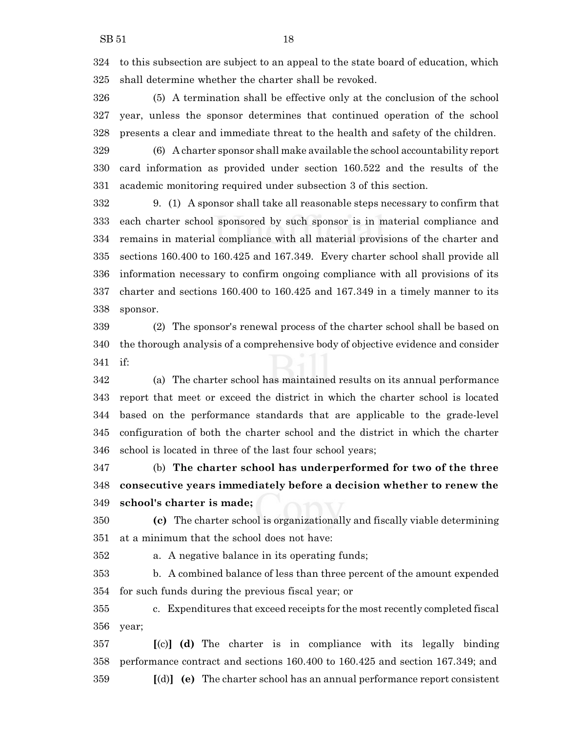to this subsection are subject to an appeal to the state board of education, which shall determine whether the charter shall be revoked.

(5) A termination shall be effective only at the conclusion of the school year, unless the sponsor determines that continued operation of the school presents a clear and immediate threat to the health and safety of the children.

(6) A charter sponsor shall make available the school accountability report card information as provided under section 160.522 and the results of the academic monitoring required under subsection 3 of this section.

9. (1) A sponsor shall take all reasonable steps necessary to confirm that each charter school sponsored by such sponsor is in material compliance and remains in material compliance with all material provisions of the charter and sections 160.400 to 160.425 and 167.349. Every charter school shall provide all information necessary to confirm ongoing compliance with all provisions of its charter and sections 160.400 to 160.425 and 167.349 in a timely manner to its sponsor.

(2) The sponsor's renewal process of the charter school shall be based on the thorough analysis of a comprehensive body of objective evidence and consider if:

(a) The charter school has maintained results on its annual performance report that meet or exceed the district in which the charter school is located based on the performance standards that are applicable to the grade-level configuration of both the charter school and the district in which the charter school is located in three of the last four school years;

(b) **The charter school has underperformed for two of the three consecutive years immediately before a decision whether to renew the school's charter is made;**

**(c)** The charter school is organizationally and fiscally viable determining at a minimum that the school does not have:

a. A negative balance in its operating funds;

b. A combined balance of less than three percent of the amount expended for such funds during the previous fiscal year; or

c. Expenditures that exceed receipts for the most recently completed fiscal year;

**[**(c)**] (d)** The charter is in compliance with its legally binding performance contract and sections 160.400 to 160.425 and section 167.349; and

**[**(d)**] (e)** The charter school has an annual performance report consistent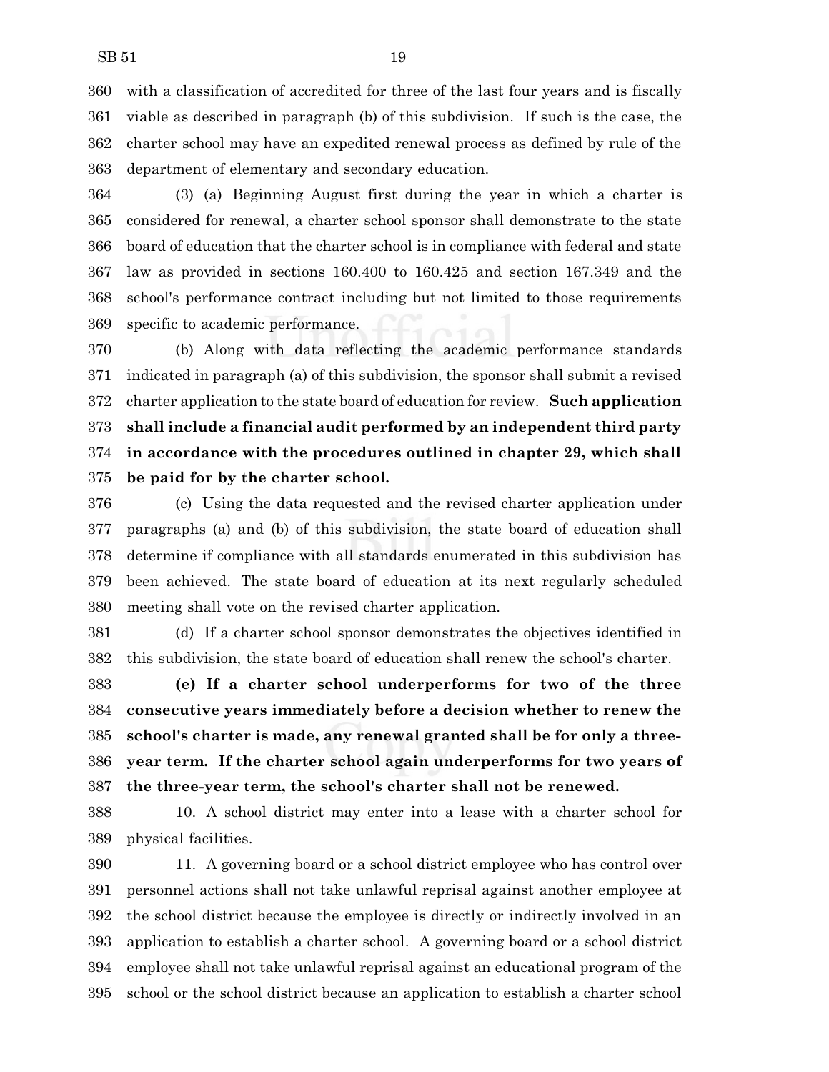with a classification of accredited for three of the last four years and is fiscally viable as described in paragraph (b) of this subdivision. If such is the case, the charter school may have an expedited renewal process as defined by rule of the department of elementary and secondary education.

(3) (a) Beginning August first during the year in which a charter is considered for renewal, a charter school sponsor shall demonstrate to the state board of education that the charter school is in compliance with federal and state law as provided in sections 160.400 to 160.425 and section 167.349 and the school's performance contract including but not limited to those requirements specific to academic performance.

(b) Along with data reflecting the academic performance standards indicated in paragraph (a) of this subdivision, the sponsor shall submit a revised charter application to the state board of education for review. **Such application shall include a financial audit performed by an independent third party in accordance with the procedures outlined in chapter 29, which shall be paid for by the charter school.**

(c) Using the data requested and the revised charter application under paragraphs (a) and (b) of this subdivision, the state board of education shall determine if compliance with all standards enumerated in this subdivision has been achieved. The state board of education at its next regularly scheduled meeting shall vote on the revised charter application.

(d) If a charter school sponsor demonstrates the objectives identified in this subdivision, the state board of education shall renew the school's charter.

**(e) If a charter school underperforms for two of the three consecutive years immediately before a decision whether to renew the school's charter is made, any renewal granted shall be for only a three-year term. If the charter school again underperforms for two years of the three-year term, the school's charter shall not be renewed.**

10. A school district may enter into a lease with a charter school for physical facilities.

11. A governing board or a school district employee who has control over personnel actions shall not take unlawful reprisal against another employee at the school district because the employee is directly or indirectly involved in an application to establish a charter school. A governing board or a school district employee shall not take unlawful reprisal against an educational program of the school or the school district because an application to establish a charter school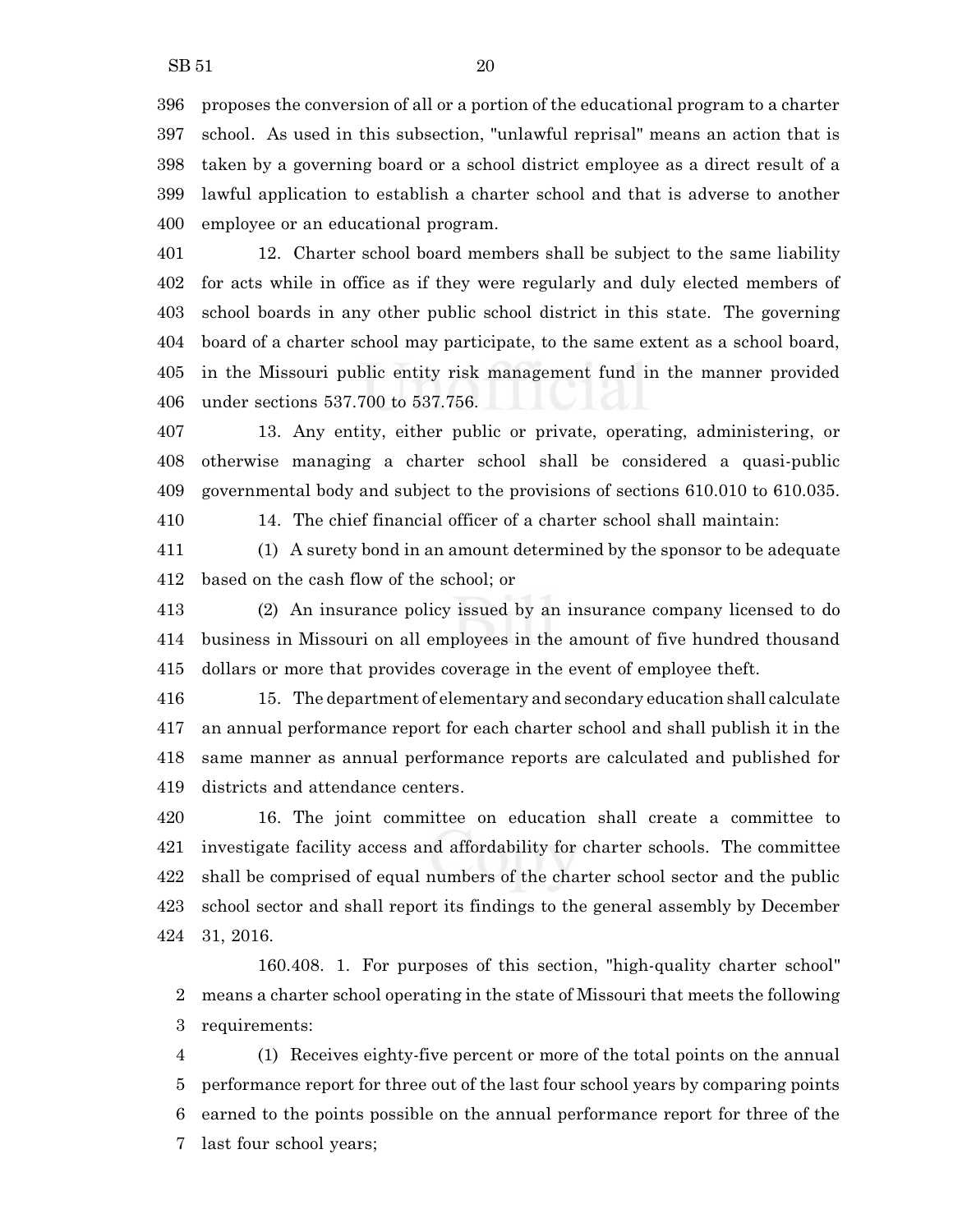proposes the conversion of all or a portion of the educational program to a charter school. As used in this subsection, "unlawful reprisal" means an action that is taken by a governing board or a school district employee as a direct result of a lawful application to establish a charter school and that is adverse to another employee or an educational program.

12. Charter school board members shall be subject to the same liability for acts while in office as if they were regularly and duly elected members of school boards in any other public school district in this state. The governing board of a charter school may participate, to the same extent as a school board, in the Missouri public entity risk management fund in the manner provided under sections 537.700 to 537.756.

13. Any entity, either public or private, operating, administering, or otherwise managing a charter school shall be considered a quasi-public governmental body and subject to the provisions of sections 610.010 to 610.035.

14. The chief financial officer of a charter school shall maintain:

(1) A surety bond in an amount determined by the sponsor to be adequate based on the cash flow of the school; or

(2) An insurance policy issued by an insurance company licensed to do business in Missouri on all employees in the amount of five hundred thousand dollars or more that provides coverage in the event of employee theft.

15. The department of elementary and secondary education shall calculate an annual performance report for each charter school and shall publish it in the same manner as annual performance reports are calculated and published for districts and attendance centers.

16. The joint committee on education shall create a committee to investigate facility access and affordability for charter schools. The committee shall be comprised of equal numbers of the charter school sector and the public school sector and shall report its findings to the general assembly by December 31, 2016.

160.408. 1. For purposes of this section, "high-quality charter school" means a charter school operating in the state of Missouri that meets the following requirements:

(1) Receives eighty-five percent or more of the total points on the annual performance report for three out of the last four school years by comparing points earned to the points possible on the annual performance report for three of the last four school years;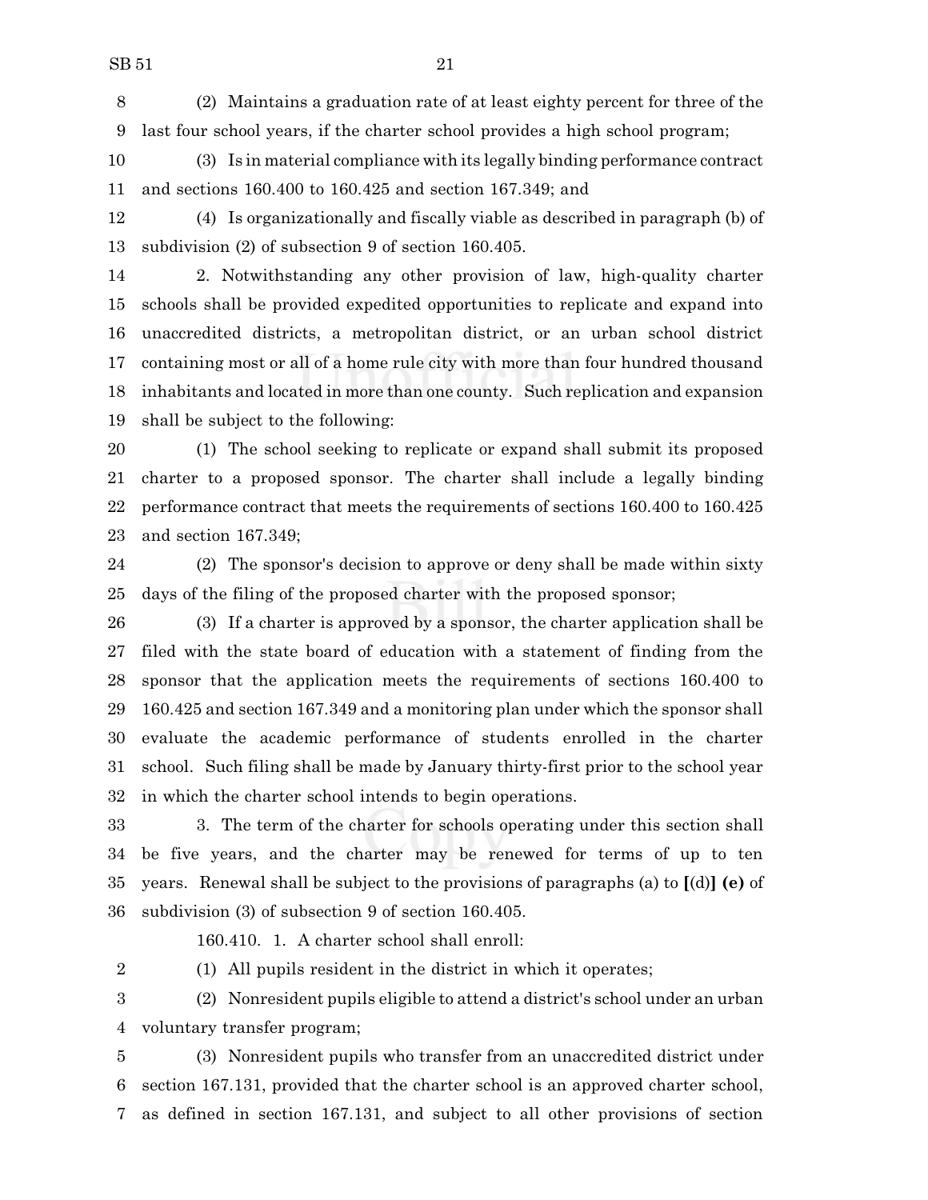(2) Maintains a graduation rate of at least eighty percent for three of the last four school years, if the charter school provides a high school program;

(3) Is in material compliance with its legally binding performance contract and sections 160.400 to 160.425 and section 167.349; and

(4) Is organizationally and fiscally viable as described in paragraph (b) of subdivision (2) of subsection 9 of section 160.405.

2. Notwithstanding any other provision of law, high-quality charter schools shall be provided expedited opportunities to replicate and expand into unaccredited districts, a metropolitan district, or an urban school district containing most or all of a home rule city with more than four hundred thousand inhabitants and located in more than one county. Such replication and expansion shall be subject to the following:

(1) The school seeking to replicate or expand shall submit its proposed charter to a proposed sponsor. The charter shall include a legally binding performance contract that meets the requirements of sections 160.400 to 160.425 and section 167.349;

(2) The sponsor's decision to approve or deny shall be made within sixty days of the filing of the proposed charter with the proposed sponsor;

(3) If a charter is approved by a sponsor, the charter application shall be filed with the state board of education with a statement of finding from the sponsor that the application meets the requirements of sections 160.400 to 160.425 and section 167.349 and a monitoring plan under which the sponsor shall evaluate the academic performance of students enrolled in the charter school. Such filing shall be made by January thirty-first prior to the school year in which the charter school intends to begin operations.

3. The term of the charter for schools operating under this section shall be five years, and the charter may be renewed for terms of up to ten years. Renewal shall be subject to the provisions of paragraphs (a) to **[**(d)**] (e)** of subdivision (3) of subsection 9 of section 160.405.

160.410. 1. A charter school shall enroll:

(1) All pupils resident in the district in which it operates;

(2) Nonresident pupils eligible to attend a district's school under an urban voluntary transfer program;

(3) Nonresident pupils who transfer from an unaccredited district under section 167.131, provided that the charter school is an approved charter school, as defined in section 167.131, and subject to all other provisions of section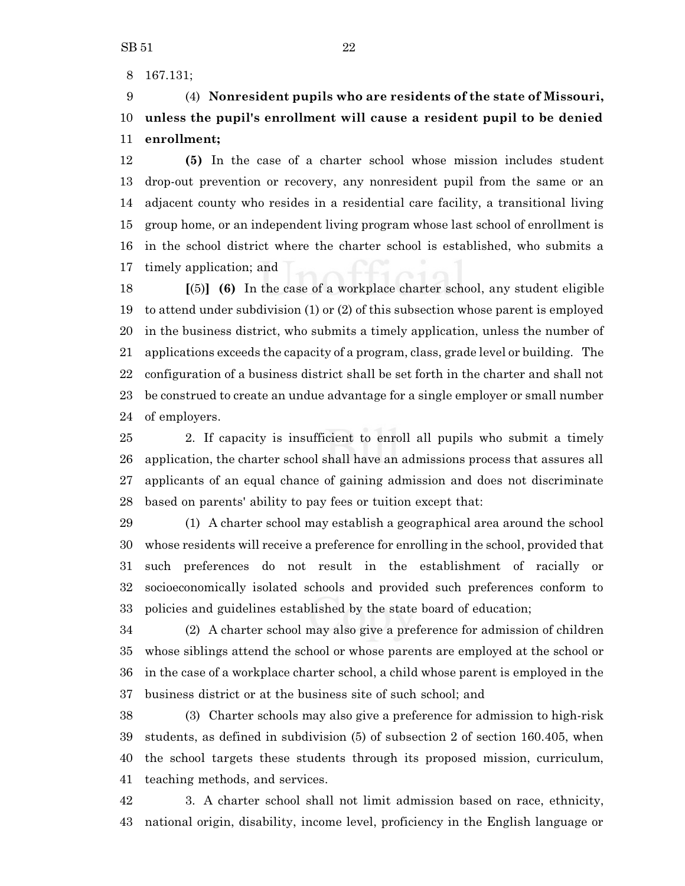167.131;

(4) **Nonresident pupils who are residents of the state of Missouri, unless the pupil's enrollment will cause a resident pupil to be denied enrollment;**

**(5)** In the case of a charter school whose mission includes student drop-out prevention or recovery, any nonresident pupil from the same or an adjacent county who resides in a residential care facility, a transitional living group home, or an independent living program whose last school of enrollment is in the school district where the charter school is established, who submits a timely application; and

**[**(5)**] (6)** In the case of a workplace charter school, any student eligible to attend under subdivision (1) or (2) of this subsection whose parent is employed in the business district, who submits a timely application, unless the number of applications exceeds the capacity of a program, class, grade level or building. The configuration of a business district shall be set forth in the charter and shall not be construed to create an undue advantage for a single employer or small number of employers.

2. If capacity is insufficient to enroll all pupils who submit a timely application, the charter school shall have an admissions process that assures all applicants of an equal chance of gaining admission and does not discriminate based on parents' ability to pay fees or tuition except that:

(1) A charter school may establish a geographical area around the school whose residents will receive a preference for enrolling in the school, provided that such preferences do not result in the establishment of racially or socioeconomically isolated schools and provided such preferences conform to policies and guidelines established by the state board of education;

(2) A charter school may also give a preference for admission of children whose siblings attend the school or whose parents are employed at the school or in the case of a workplace charter school, a child whose parent is employed in the business district or at the business site of such school; and

(3) Charter schools may also give a preference for admission to high-risk students, as defined in subdivision (5) of subsection 2 of section 160.405, when the school targets these students through its proposed mission, curriculum, teaching methods, and services.

3. A charter school shall not limit admission based on race, ethnicity, national origin, disability, income level, proficiency in the English language or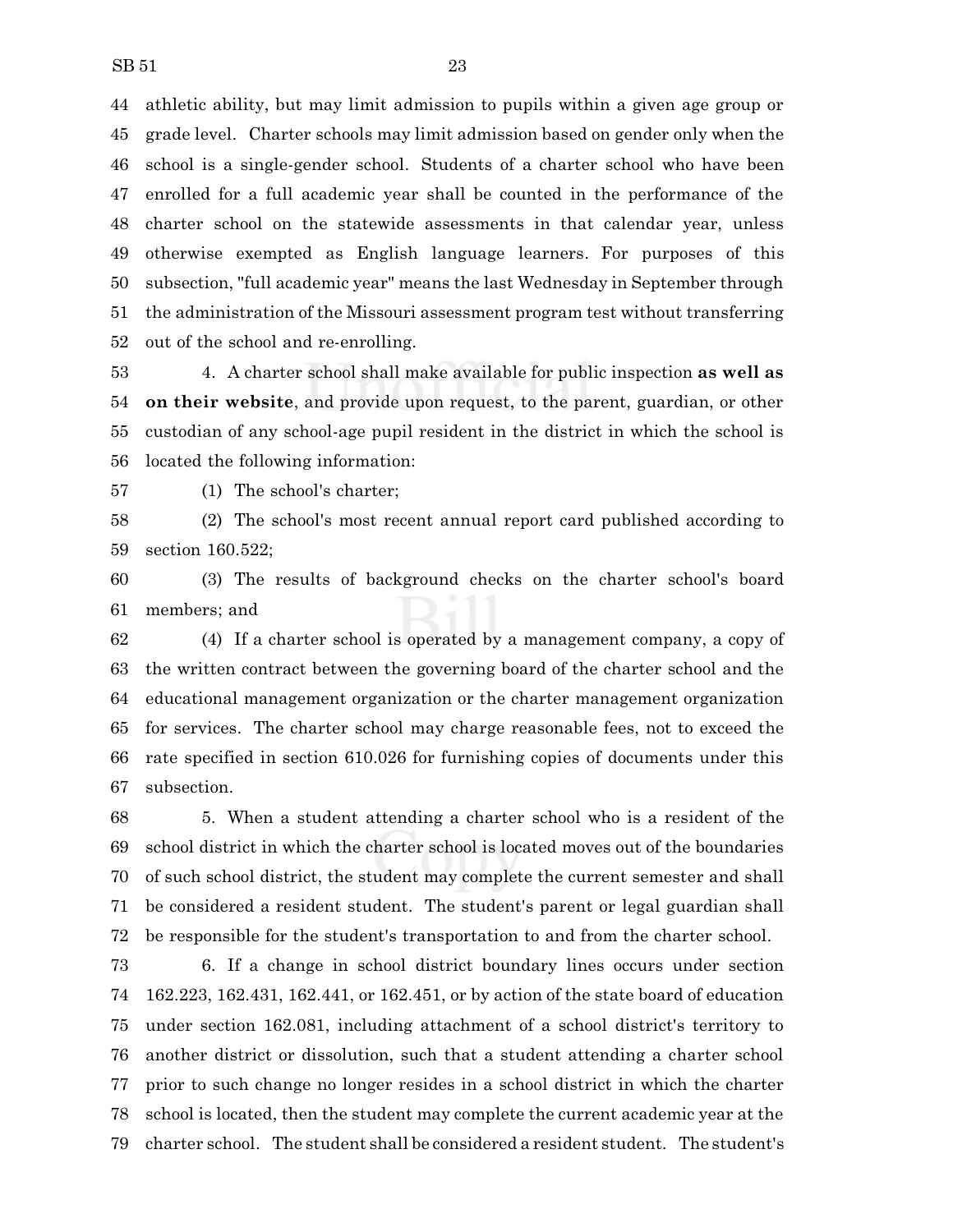athletic ability, but may limit admission to pupils within a given age group or grade level. Charter schools may limit admission based on gender only when the school is a single-gender school. Students of a charter school who have been enrolled for a full academic year shall be counted in the performance of the charter school on the statewide assessments in that calendar year, unless otherwise exempted as English language learners. For purposes of this subsection, "full academic year" means the last Wednesday in September through the administration of the Missouri assessment program test without transferring out of the school and re-enrolling.

4. A charter school shall make available for public inspection **as well as on their website**, and provide upon request, to the parent, guardian, or other custodian of any school-age pupil resident in the district in which the school is located the following information:

(1) The school's charter;

(2) The school's most recent annual report card published according to section 160.522;

(3) The results of background checks on the charter school's board members; and

(4) If a charter school is operated by a management company, a copy of the written contract between the governing board of the charter school and the educational management organization or the charter management organization for services. The charter school may charge reasonable fees, not to exceed the rate specified in section 610.026 for furnishing copies of documents under this subsection.

5. When a student attending a charter school who is a resident of the school district in which the charter school is located moves out of the boundaries of such school district, the student may complete the current semester and shall be considered a resident student. The student's parent or legal guardian shall be responsible for the student's transportation to and from the charter school.

6. If a change in school district boundary lines occurs under section 162.223, 162.431, 162.441, or 162.451, or by action of the state board of education under section 162.081, including attachment of a school district's territory to another district or dissolution, such that a student attending a charter school prior to such change no longer resides in a school district in which the charter school is located, then the student may complete the current academic year at the charter school. The student shall be considered a resident student. The student's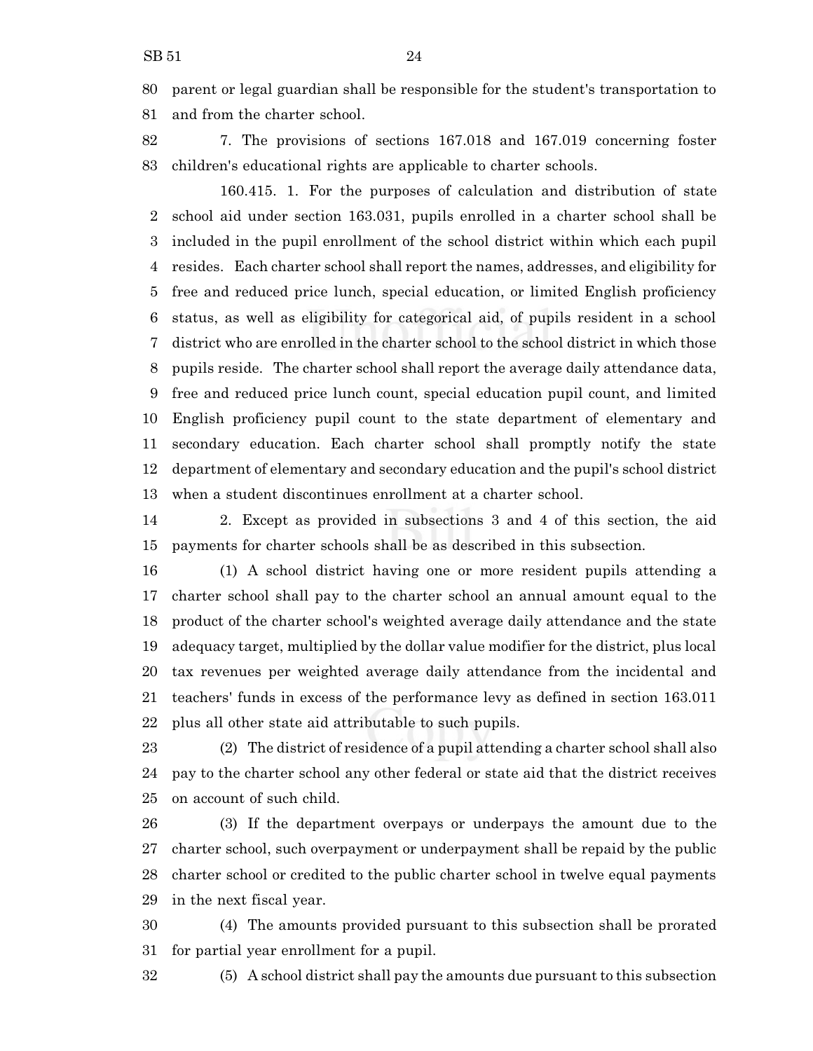parent or legal guardian shall be responsible for the student's transportation to and from the charter school.

7. The provisions of sections 167.018 and 167.019 concerning foster children's educational rights are applicable to charter schools.

160.415. 1. For the purposes of calculation and distribution of state school aid under section 163.031, pupils enrolled in a charter school shall be included in the pupil enrollment of the school district within which each pupil resides. Each charter school shall report the names, addresses, and eligibility for free and reduced price lunch, special education, or limited English proficiency status, as well as eligibility for categorical aid, of pupils resident in a school district who are enrolled in the charter school to the school district in which those pupils reside. The charter school shall report the average daily attendance data, free and reduced price lunch count, special education pupil count, and limited English proficiency pupil count to the state department of elementary and secondary education. Each charter school shall promptly notify the state department of elementary and secondary education and the pupil's school district when a student discontinues enrollment at a charter school.

2. Except as provided in subsections 3 and 4 of this section, the aid payments for charter schools shall be as described in this subsection.

(1) A school district having one or more resident pupils attending a charter school shall pay to the charter school an annual amount equal to the product of the charter school's weighted average daily attendance and the state adequacy target, multiplied by the dollar value modifier for the district, plus local tax revenues per weighted average daily attendance from the incidental and teachers' funds in excess of the performance levy as defined in section 163.011 plus all other state aid attributable to such pupils.

(2) The district of residence of a pupil attending a charter school shall also pay to the charter school any other federal or state aid that the district receives on account of such child.

(3) If the department overpays or underpays the amount due to the charter school, such overpayment or underpayment shall be repaid by the public charter school or credited to the public charter school in twelve equal payments in the next fiscal year.

(4) The amounts provided pursuant to this subsection shall be prorated for partial year enrollment for a pupil.

(5) A school district shall pay the amounts due pursuant to this subsection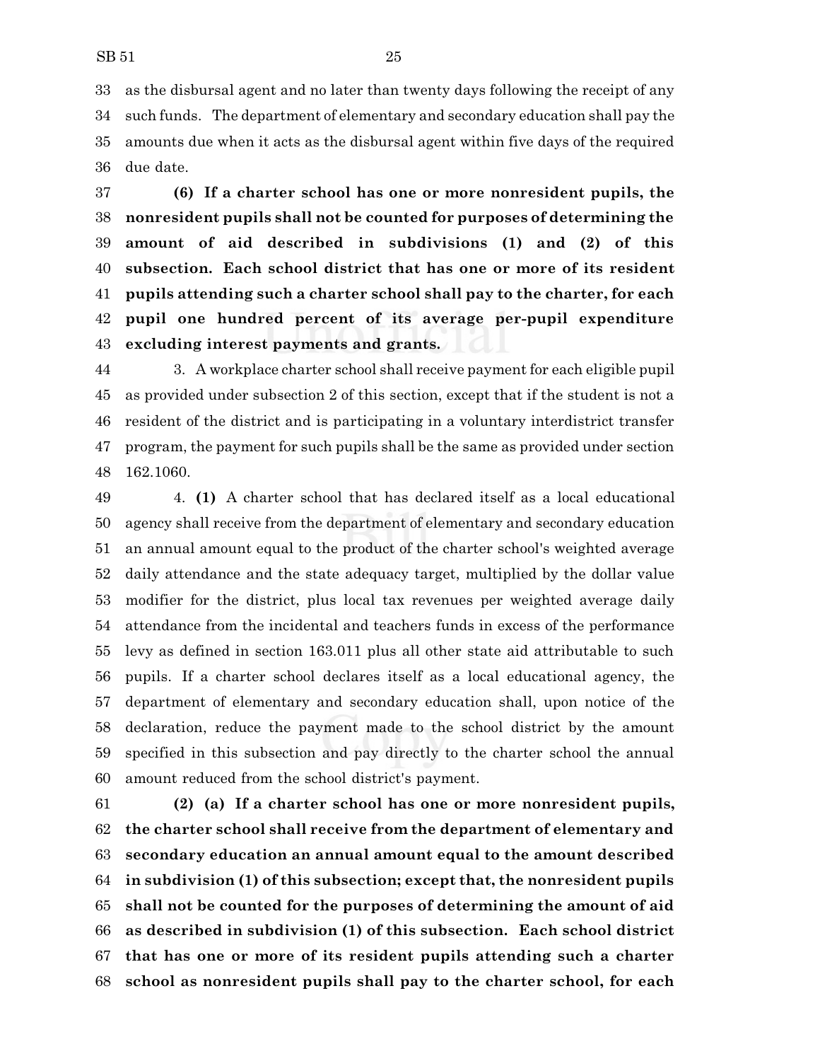as the disbursal agent and no later than twenty days following the receipt of any such funds. The department of elementary and secondary education shall pay the amounts due when it acts as the disbursal agent within five days of the required due date.

**(6) If a charter school has one or more nonresident pupils, the nonresident pupils shall not be counted for purposes of determining the amount of aid described in subdivisions (1) and (2) of this subsection. Each school district that has one or more of its resident pupils attending such a charter school shall pay to the charter, for each pupil one hundred percent of its average per-pupil expenditure excluding interest payments and grants.**

3. A workplace charter school shall receive payment for each eligible pupil as provided under subsection 2 of this section, except that if the student is not a resident of the district and is participating in a voluntary interdistrict transfer program, the payment for such pupils shall be the same as provided under section 162.1060.

4. **(1)** A charter school that has declared itself as a local educational agency shall receive from the department of elementary and secondary education an annual amount equal to the product of the charter school's weighted average daily attendance and the state adequacy target, multiplied by the dollar value modifier for the district, plus local tax revenues per weighted average daily attendance from the incidental and teachers funds in excess of the performance levy as defined in section 163.011 plus all other state aid attributable to such pupils. If a charter school declares itself as a local educational agency, the department of elementary and secondary education shall, upon notice of the declaration, reduce the payment made to the school district by the amount specified in this subsection and pay directly to the charter school the annual amount reduced from the school district's payment.

**(2) (a) If a charter school has one or more nonresident pupils, the charter school shall receive from the department of elementary and secondary education an annual amount equal to the amount described in subdivision (1) of this subsection; except that, the nonresident pupils shall not be counted for the purposes of determining the amount of aid as described in subdivision (1) of this subsection. Each school district that has one or more of its resident pupils attending such a charter school as nonresident pupils shall pay to the charter school, for each**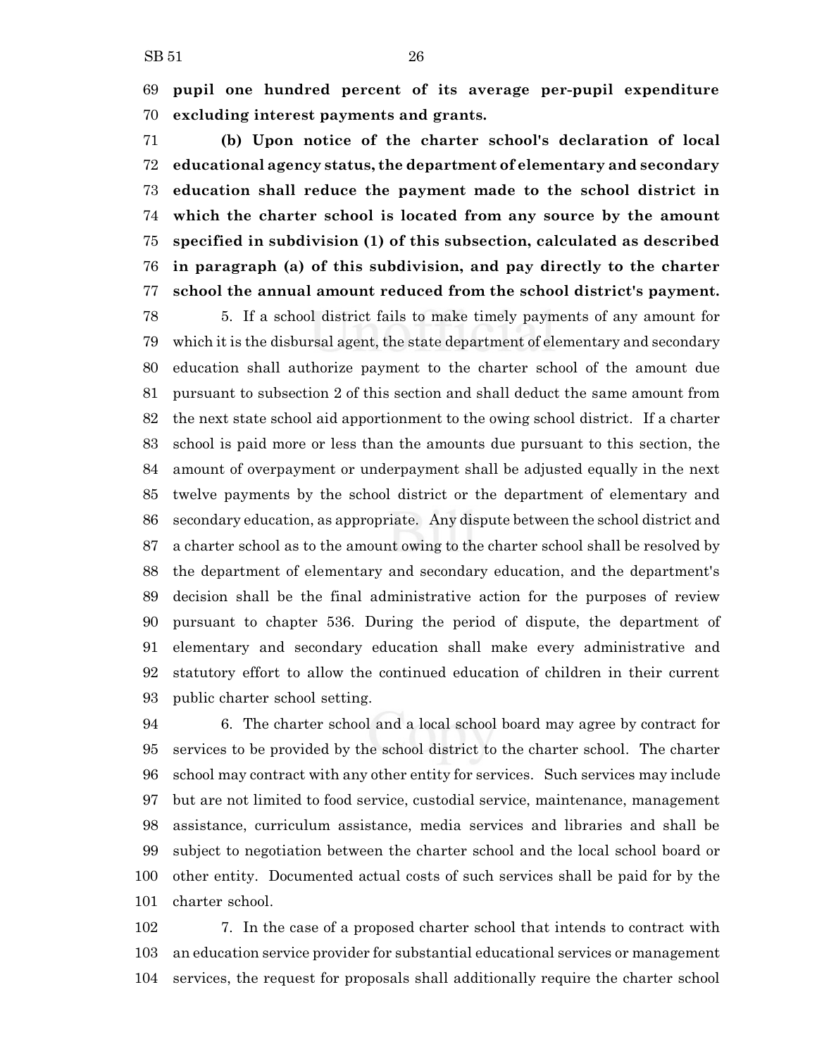**pupil one hundred percent of its average per-pupil expenditure excluding interest payments and grants.**

**(b) Upon notice of the charter school's declaration of local educational agency status, the department of elementary and secondary education shall reduce the payment made to the school district in which the charter school is located from any source by the amount specified in subdivision (1) of this subsection, calculated as described in paragraph (a) of this subdivision, and pay directly to the charter school the annual amount reduced from the school district's payment.**

5. If a school district fails to make timely payments of any amount for which it is the disbursal agent, the state department of elementary and secondary education shall authorize payment to the charter school of the amount due pursuant to subsection 2 of this section and shall deduct the same amount from the next state school aid apportionment to the owing school district. If a charter school is paid more or less than the amounts due pursuant to this section, the amount of overpayment or underpayment shall be adjusted equally in the next twelve payments by the school district or the department of elementary and secondary education, as appropriate. Any dispute between the school district and a charter school as to the amount owing to the charter school shall be resolved by the department of elementary and secondary education, and the department's decision shall be the final administrative action for the purposes of review pursuant to chapter 536. During the period of dispute, the department of elementary and secondary education shall make every administrative and statutory effort to allow the continued education of children in their current public charter school setting.

6. The charter school and a local school board may agree by contract for services to be provided by the school district to the charter school. The charter school may contract with any other entity for services. Such services may include but are not limited to food service, custodial service, maintenance, management assistance, curriculum assistance, media services and libraries and shall be subject to negotiation between the charter school and the local school board or other entity. Documented actual costs of such services shall be paid for by the charter school.

7. In the case of a proposed charter school that intends to contract with an education service provider for substantial educational services or management services, the request for proposals shall additionally require the charter school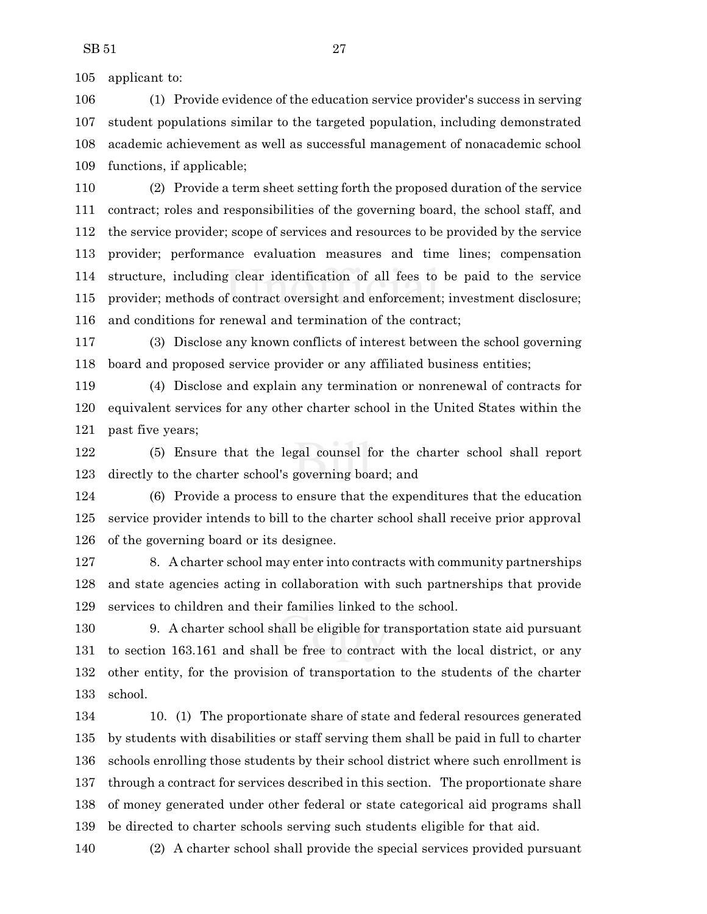applicant to:

(1) Provide evidence of the education service provider's success in serving student populations similar to the targeted population, including demonstrated academic achievement as well as successful management of nonacademic school functions, if applicable;

(2) Provide a term sheet setting forth the proposed duration of the service contract; roles and responsibilities of the governing board, the school staff, and the service provider; scope of services and resources to be provided by the service provider; performance evaluation measures and time lines; compensation structure, including clear identification of all fees to be paid to the service provider; methods of contract oversight and enforcement; investment disclosure; and conditions for renewal and termination of the contract;

(3) Disclose any known conflicts of interest between the school governing board and proposed service provider or any affiliated business entities;

(4) Disclose and explain any termination or nonrenewal of contracts for equivalent services for any other charter school in the United States within the past five years;

(5) Ensure that the legal counsel for the charter school shall report directly to the charter school's governing board; and

(6) Provide a process to ensure that the expenditures that the education service provider intends to bill to the charter school shall receive prior approval of the governing board or its designee.

8. A charter school may enter into contracts with community partnerships and state agencies acting in collaboration with such partnerships that provide services to children and their families linked to the school.

9. A charter school shall be eligible for transportation state aid pursuant to section 163.161 and shall be free to contract with the local district, or any other entity, for the provision of transportation to the students of the charter school.

10. (1) The proportionate share of state and federal resources generated by students with disabilities or staff serving them shall be paid in full to charter schools enrolling those students by their school district where such enrollment is through a contract for services described in this section. The proportionate share of money generated under other federal or state categorical aid programs shall be directed to charter schools serving such students eligible for that aid.

(2) A charter school shall provide the special services provided pursuant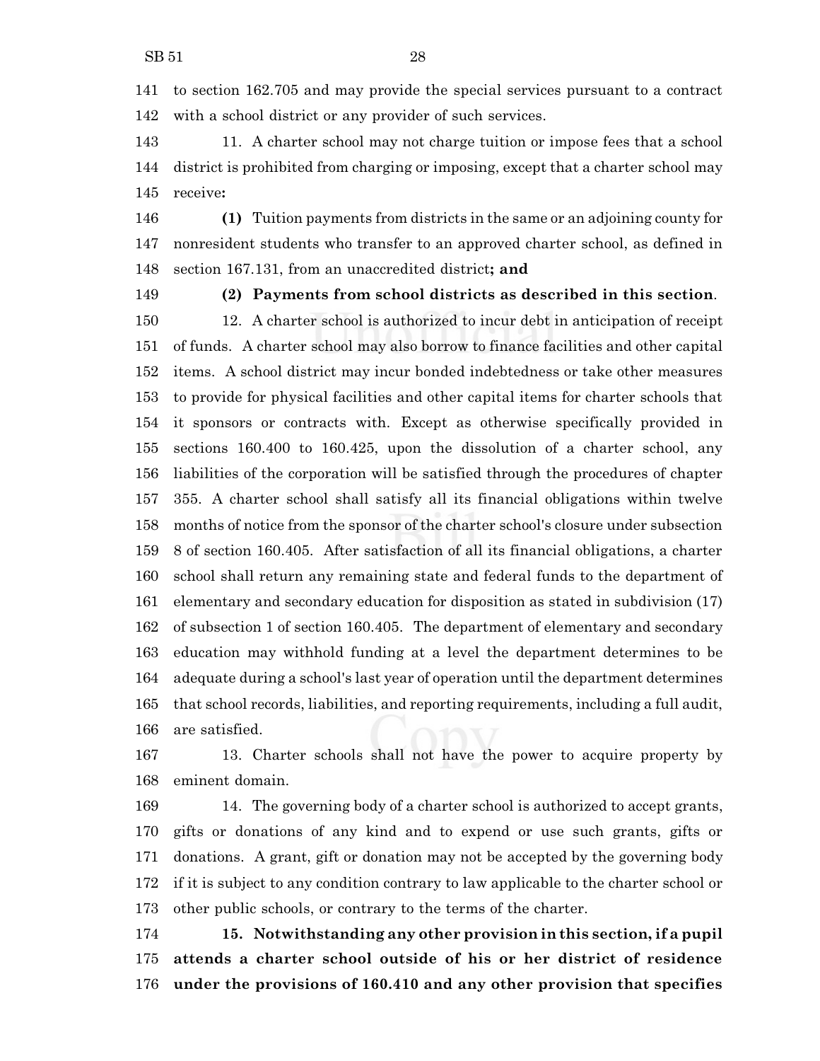141 to section 162.705 and may provide the special services pursuant to a contract
142 with a school district or any provider of such services.

143 11. A charter school may not charge tuition or impose fees that a school
144 district is prohibited from charging or imposing, except that a charter school may
145 receive**:**

146 **(1)** Tuition payments from districts in the same or an adjoining county for
147 nonresident students who transfer to an approved charter school, as defined in
148 section 167.131, from an unaccredited district**; and**

149 **(2) Payments from school districts as described in this section**.

150 12. A charter school is authorized to incur debt in anticipation of receipt
151 of funds. A charter school may also borrow to finance facilities and other capital
152 items. A school district may incur bonded indebtedness or take other measures
153 to provide for physical facilities and other capital items for charter schools that
154 it sponsors or contracts with. Except as otherwise specifically provided in
155 sections 160.400 to 160.425, upon the dissolution of a charter school, any
156 liabilities of the corporation will be satisfied through the procedures of chapter
157 355. A charter school shall satisfy all its financial obligations within twelve
158 months of notice from the sponsor of the charter school's closure under subsection
159 8 of section 160.405. After satisfaction of all its financial obligations, a charter
160 school shall return any remaining state and federal funds to the department of
161 elementary and secondary education for disposition as stated in subdivision (17)
162 of subsection 1 of section 160.405. The department of elementary and secondary
163 education may withhold funding at a level the department determines to be
164 adequate during a school's last year of operation until the department determines
165 that school records, liabilities, and reporting requirements, including a full audit,
166 are satisfied.

167 13. Charter schools shall not have the power to acquire property by
168 eminent domain.

169 14. The governing body of a charter school is authorized to accept grants,
170 gifts or donations of any kind and to expend or use such grants, gifts or
171 donations. A grant, gift or donation may not be accepted by the governing body
172 if it is subject to any condition contrary to law applicable to the charter school or
173 other public schools, or contrary to the terms of the charter.

174 **15. Notwithstanding any other provision in this section, if a pupil**
175 **attends a charter school outside of his or her district of residence**
176 **under the provisions of 160.410 and any other provision that specifies**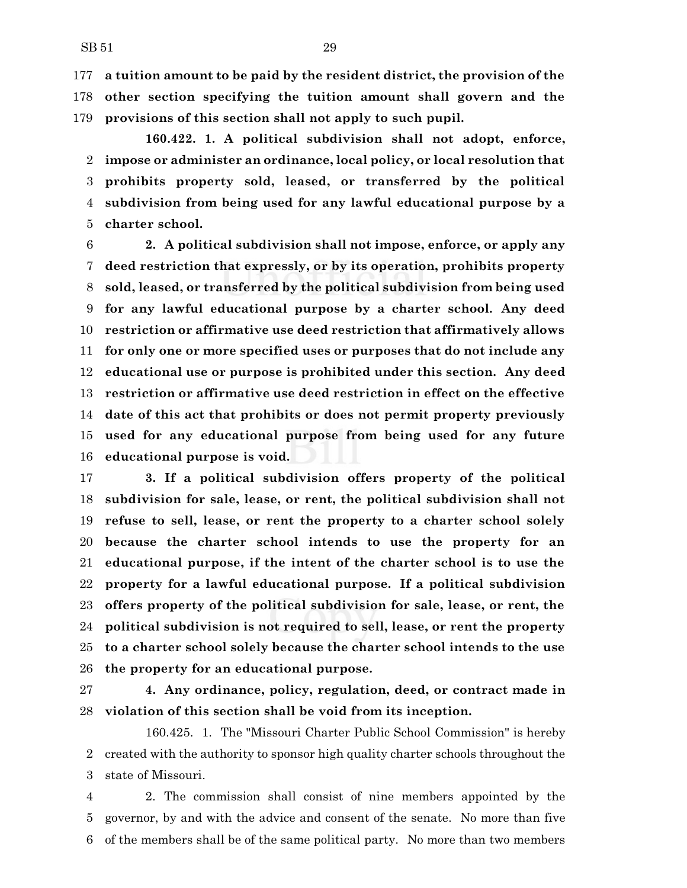**a tuition amount to be paid by the resident district, the provision of the other section specifying the tuition amount shall govern and the provisions of this section shall not apply to such pupil.**

**160.422. 1. A political subdivision shall not adopt, enforce, impose or administer an ordinance, local policy, or local resolution that prohibits property sold, leased, or transferred by the political subdivision from being used for any lawful educational purpose by a charter school.**

**2. A political subdivision shall not impose, enforce, or apply any deed restriction that expressly, or by its operation, prohibits property sold, leased, or transferred by the political subdivision from being used for any lawful educational purpose by a charter school. Any deed restriction or affirmative use deed restriction that affirmatively allows for only one or more specified uses or purposes that do not include any educational use or purpose is prohibited under this section. Any deed restriction or affirmative use deed restriction in effect on the effective date of this act that prohibits or does not permit property previously used for any educational purpose from being used for any future educational purpose is void.**

**3. If a political subdivision offers property of the political subdivision for sale, lease, or rent, the political subdivision shall not refuse to sell, lease, or rent the property to a charter school solely because the charter school intends to use the property for an educational purpose, if the intent of the charter school is to use the property for a lawful educational purpose. If a political subdivision offers property of the political subdivision for sale, lease, or rent, the political subdivision is not required to sell, lease, or rent the property to a charter school solely because the charter school intends to the use the property for an educational purpose.**

**4. Any ordinance, policy, regulation, deed, or contract made in violation of this section shall be void from its inception.**

160.425. 1. The "Missouri Charter Public School Commission" is hereby created with the authority to sponsor high quality charter schools throughout the state of Missouri.

2. The commission shall consist of nine members appointed by the governor, by and with the advice and consent of the senate. No more than five of the members shall be of the same political party. No more than two members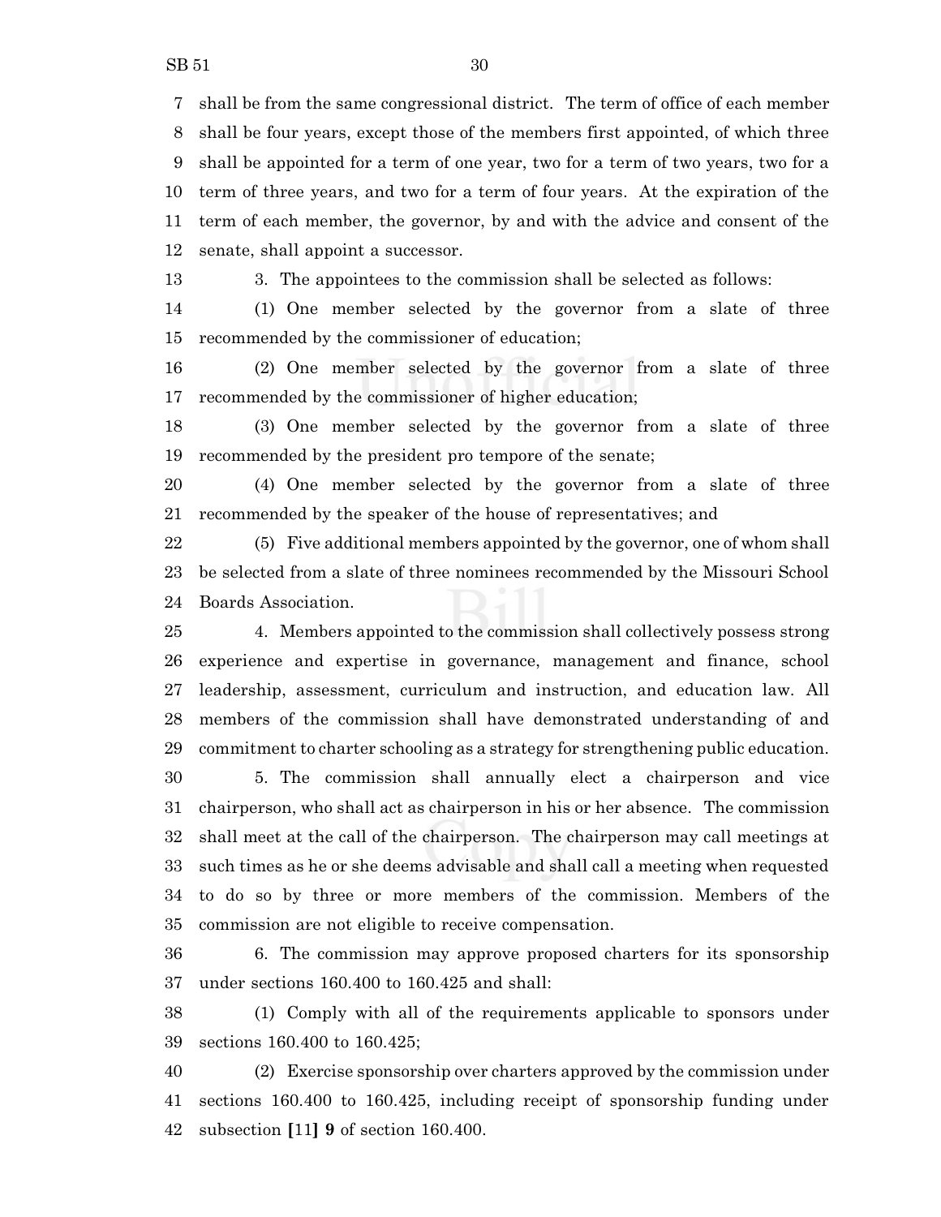shall be from the same congressional district. The term of office of each member shall be four years, except those of the members first appointed, of which three shall be appointed for a term of one year, two for a term of two years, two for a term of three years, and two for a term of four years. At the expiration of the term of each member, the governor, by and with the advice and consent of the senate, shall appoint a successor.

3. The appointees to the commission shall be selected as follows:

(1) One member selected by the governor from a slate of three recommended by the commissioner of education;

(2) One member selected by the governor from a slate of three recommended by the commissioner of higher education;

(3) One member selected by the governor from a slate of three recommended by the president pro tempore of the senate;

(4) One member selected by the governor from a slate of three recommended by the speaker of the house of representatives; and

(5) Five additional members appointed by the governor, one of whom shall be selected from a slate of three nominees recommended by the Missouri School Boards Association.

4. Members appointed to the commission shall collectively possess strong experience and expertise in governance, management and finance, school leadership, assessment, curriculum and instruction, and education law. All members of the commission shall have demonstrated understanding of and commitment to charter schooling as a strategy for strengthening public education.

5. The commission shall annually elect a chairperson and vice chairperson, who shall act as chairperson in his or her absence. The commission shall meet at the call of the chairperson. The chairperson may call meetings at such times as he or she deems advisable and shall call a meeting when requested to do so by three or more members of the commission. Members of the commission are not eligible to receive compensation.

6. The commission may approve proposed charters for its sponsorship under sections 160.400 to 160.425 and shall:

(1) Comply with all of the requirements applicable to sponsors under sections 160.400 to 160.425;

(2) Exercise sponsorship over charters approved by the commission under sections 160.400 to 160.425, including receipt of sponsorship funding under subsection **[**11**] 9** of section 160.400.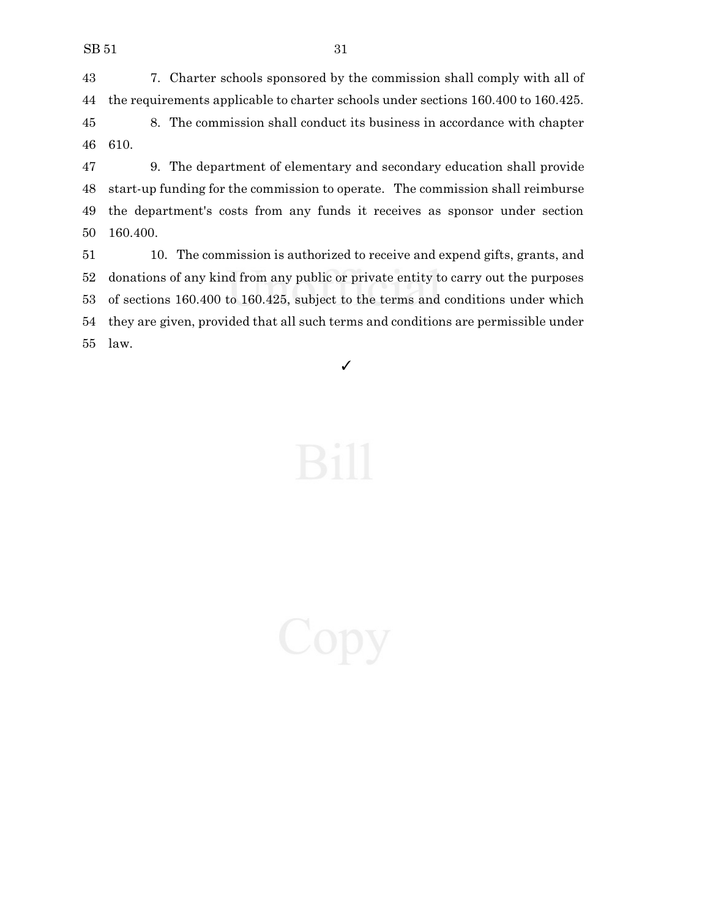7. Charter schools sponsored by the commission shall comply with all of the requirements applicable to charter schools under sections 160.400 to 160.425.

8. The commission shall conduct its business in accordance with chapter 610.

9. The department of elementary and secondary education shall provide start-up funding for the commission to operate. The commission shall reimburse the department's costs from any funds it receives as sponsor under section 160.400.

10. The commission is authorized to receive and expend gifts, grants, and donations of any kind from any public or private entity to carry out the purposes of sections 160.400 to 160.425, subject to the terms and conditions under which they are given, provided that all such terms and conditions are permissible under law.

✓